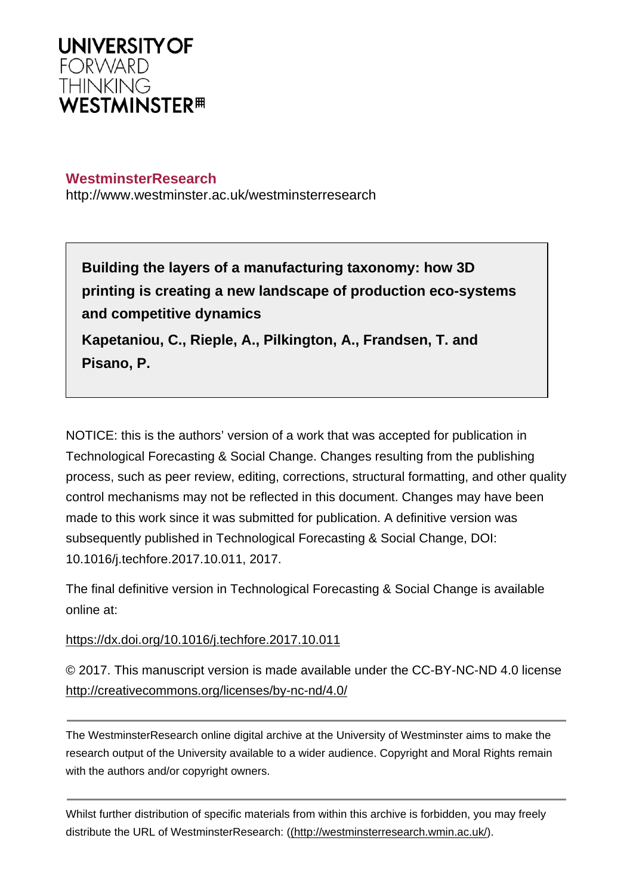**UNIVERSITY OF**
FORWARD
THINKING
**WESTMINSTER**

**WestminsterResearch**
http://www.westminster.ac.uk/westminsterresearch

**Building the layers of a manufacturing taxonomy: how 3D printing is creating a new landscape of production eco-systems and competitive dynamics**

**Kapetaniou, C., Rieple, A., Pilkington, A., Frandsen, T. and Pisano, P.**

NOTICE: this is the authors' version of a work that was accepted for publication in Technological Forecasting & Social Change. Changes resulting from the publishing process, such as peer review, editing, corrections, structural formatting, and other quality control mechanisms may not be reflected in this document. Changes may have been made to this work since it was submitted for publication. A definitive version was subsequently published in Technological Forecasting & Social Change, DOI: 10.1016/j.techfore.2017.10.011, 2017.

The final definitive version in Technological Forecasting & Social Change is available online at:

https://dx.doi.org/10.1016/j.techfore.2017.10.011

© 2017. This manuscript version is made available under the CC-BY-NC-ND 4.0 license http://creativecommons.org/licenses/by-nc-nd/4.0/

The WestminsterResearch online digital archive at the University of Westminster aims to make the research output of the University available to a wider audience. Copyright and Moral Rights remain with the authors and/or copyright owners.

Whilst further distribution of specific materials from within this archive is forbidden, you may freely distribute the URL of WestminsterResearch: ((http://westminsterresearch.wmin.ac.uk/).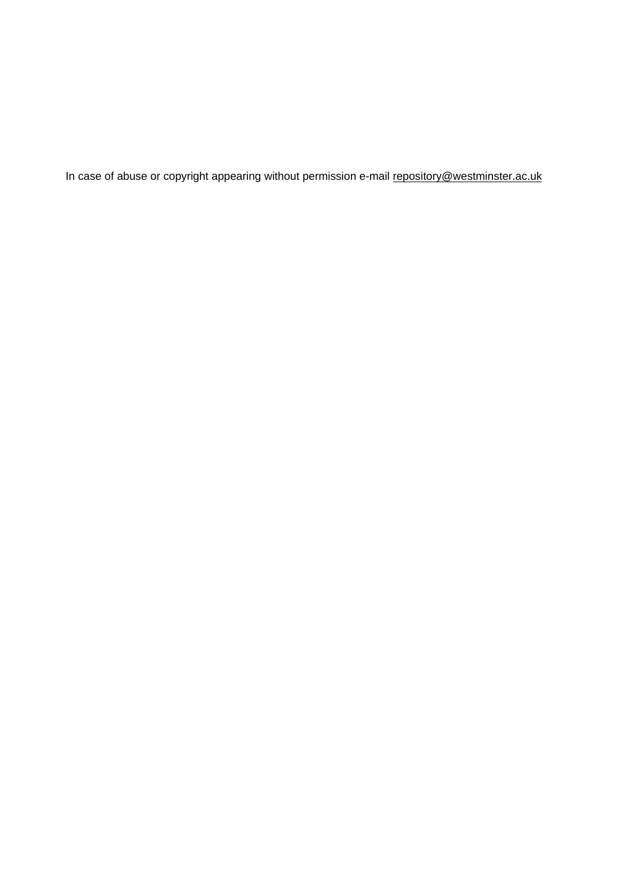In case of abuse or copyright appearing without permission e-mail repository@westminster.ac.uk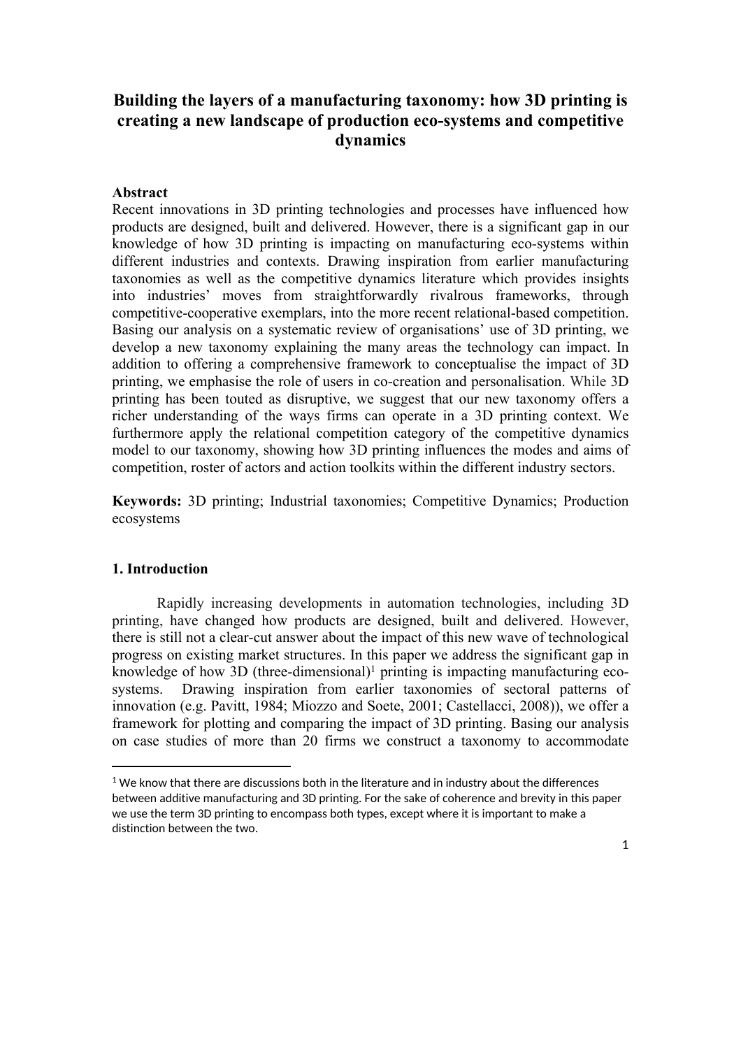# Building the layers of a manufacturing taxonomy: how 3D printing is creating a new landscape of production eco-systems and competitive dynamics

**Abstract**

Recent innovations in 3D printing technologies and processes have influenced how products are designed, built and delivered. However, there is a significant gap in our knowledge of how 3D printing is impacting on manufacturing eco-systems within different industries and contexts. Drawing inspiration from earlier manufacturing taxonomies as well as the competitive dynamics literature which provides insights into industries' moves from straightforwardly rivalrous frameworks, through competitive-cooperative exemplars, into the more recent relational-based competition. Basing our analysis on a systematic review of organisations' use of 3D printing, we develop a new taxonomy explaining the many areas the technology can impact. In addition to offering a comprehensive framework to conceptualise the impact of 3D printing, we emphasise the role of users in co-creation and personalisation. While 3D printing has been touted as disruptive, we suggest that our new taxonomy offers a richer understanding of the ways firms can operate in a 3D printing context. We furthermore apply the relational competition category of the competitive dynamics model to our taxonomy, showing how 3D printing influences the modes and aims of competition, roster of actors and action toolkits within the different industry sectors.

**Keywords:** 3D printing; Industrial taxonomies; Competitive Dynamics; Production ecosystems

## 1. Introduction

Rapidly increasing developments in automation technologies, including 3D printing, have changed how products are designed, built and delivered. However, there is still not a clear-cut answer about the impact of this new wave of technological progress on existing market structures. In this paper we address the significant gap in knowledge of how 3D (three-dimensional)[1] printing is impacting manufacturing eco-systems. Drawing inspiration from earlier taxonomies of sectoral patterns of innovation (e.g. Pavitt, 1984; Miozzo and Soete, 2001; Castellacci, 2008)), we offer a framework for plotting and comparing the impact of 3D printing. Basing our analysis on case studies of more than 20 firms we construct a taxonomy to accommodate

---

[1] We know that there are discussions both in the literature and in industry about the differences between additive manufacturing and 3D printing. For the sake of coherence and brevity in this paper we use the term 3D printing to encompass both types, except where it is important to make a distinction between the two.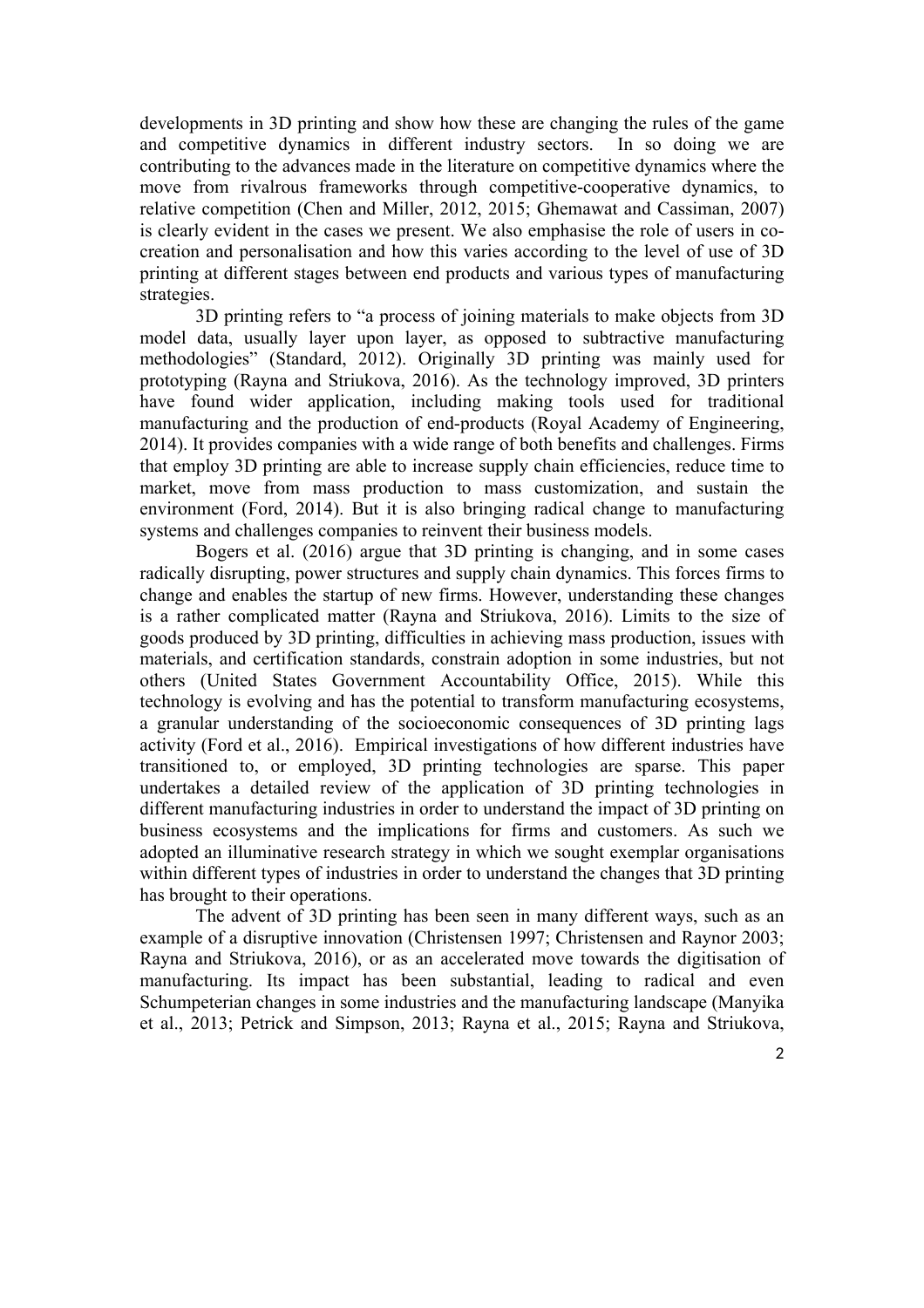developments in 3D printing and show how these are changing the rules of the game and competitive dynamics in different industry sectors. In so doing we are contributing to the advances made in the literature on competitive dynamics where the move from rivalrous frameworks through competitive-cooperative dynamics, to relative competition (Chen and Miller, 2012, 2015; Ghemawat and Cassiman, 2007) is clearly evident in the cases we present. We also emphasise the role of users in co-creation and personalisation and how this varies according to the level of use of 3D printing at different stages between end products and various types of manufacturing strategies.

3D printing refers to "a process of joining materials to make objects from 3D model data, usually layer upon layer, as opposed to subtractive manufacturing methodologies" (Standard, 2012). Originally 3D printing was mainly used for prototyping (Rayna and Striukova, 2016). As the technology improved, 3D printers have found wider application, including making tools used for traditional manufacturing and the production of end-products (Royal Academy of Engineering, 2014). It provides companies with a wide range of both benefits and challenges. Firms that employ 3D printing are able to increase supply chain efficiencies, reduce time to market, move from mass production to mass customization, and sustain the environment (Ford, 2014). But it is also bringing radical change to manufacturing systems and challenges companies to reinvent their business models.

Bogers et al. (2016) argue that 3D printing is changing, and in some cases radically disrupting, power structures and supply chain dynamics. This forces firms to change and enables the startup of new firms. However, understanding these changes is a rather complicated matter (Rayna and Striukova, 2016). Limits to the size of goods produced by 3D printing, difficulties in achieving mass production, issues with materials, and certification standards, constrain adoption in some industries, but not others (United States Government Accountability Office, 2015). While this technology is evolving and has the potential to transform manufacturing ecosystems, a granular understanding of the socioeconomic consequences of 3D printing lags activity (Ford et al., 2016). Empirical investigations of how different industries have transitioned to, or employed, 3D printing technologies are sparse. This paper undertakes a detailed review of the application of 3D printing technologies in different manufacturing industries in order to understand the impact of 3D printing on business ecosystems and the implications for firms and customers. As such we adopted an illuminative research strategy in which we sought exemplar organisations within different types of industries in order to understand the changes that 3D printing has brought to their operations.

The advent of 3D printing has been seen in many different ways, such as an example of a disruptive innovation (Christensen 1997; Christensen and Raynor 2003; Rayna and Striukova, 2016), or as an accelerated move towards the digitisation of manufacturing. Its impact has been substantial, leading to radical and even Schumpeterian changes in some industries and the manufacturing landscape (Manyika et al., 2013; Petrick and Simpson, 2013; Rayna et al., 2015; Rayna and Striukova,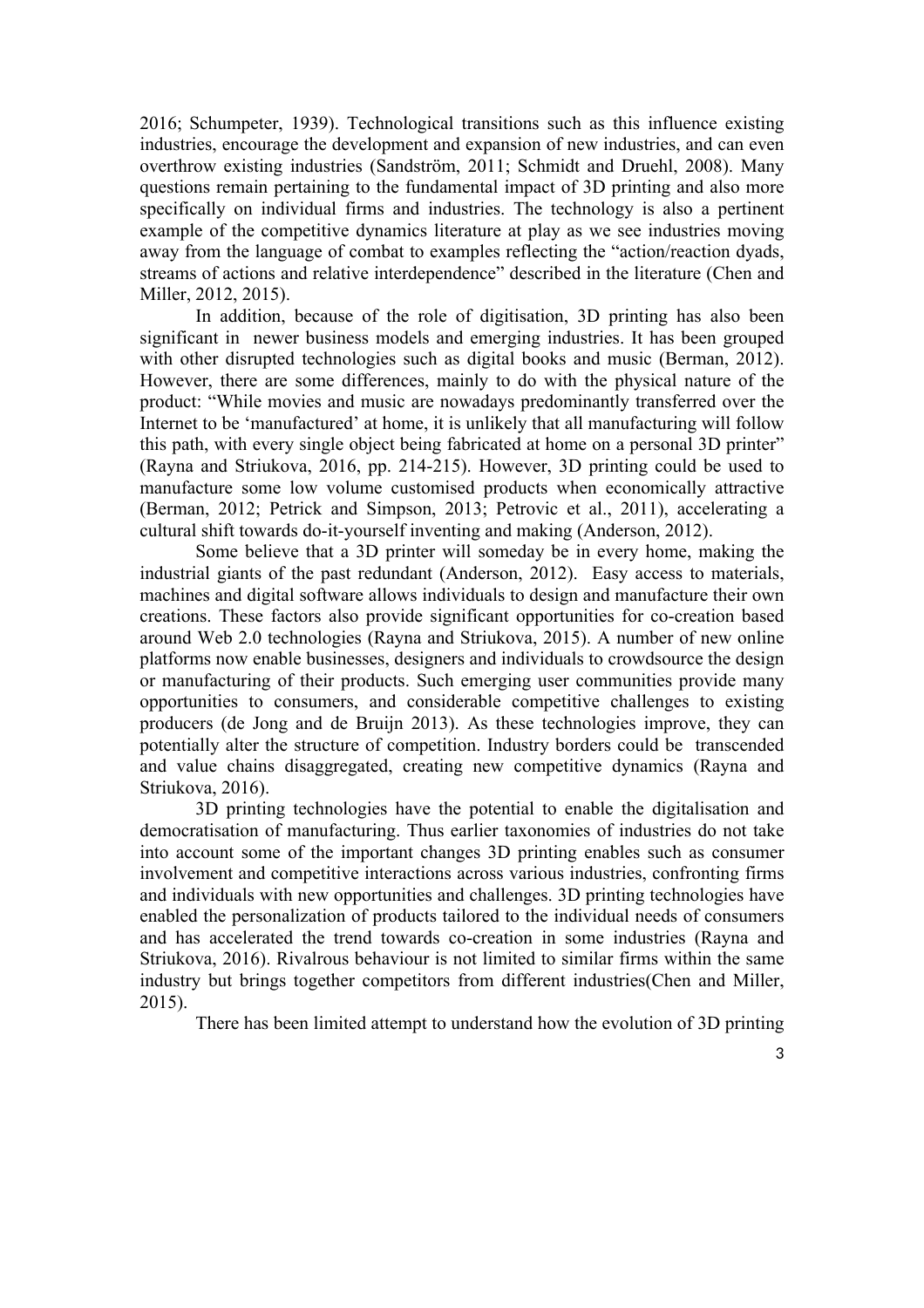2016; Schumpeter, 1939). Technological transitions such as this influence existing industries, encourage the development and expansion of new industries, and can even overthrow existing industries (Sandström, 2011; Schmidt and Druehl, 2008). Many questions remain pertaining to the fundamental impact of 3D printing and also more specifically on individual firms and industries. The technology is also a pertinent example of the competitive dynamics literature at play as we see industries moving away from the language of combat to examples reflecting the "action/reaction dyads, streams of actions and relative interdependence" described in the literature (Chen and Miller, 2012, 2015).

In addition, because of the role of digitisation, 3D printing has also been significant in newer business models and emerging industries. It has been grouped with other disrupted technologies such as digital books and music (Berman, 2012). However, there are some differences, mainly to do with the physical nature of the product: "While movies and music are nowadays predominantly transferred over the Internet to be 'manufactured' at home, it is unlikely that all manufacturing will follow this path, with every single object being fabricated at home on a personal 3D printer" (Rayna and Striukova, 2016, pp. 214-215). However, 3D printing could be used to manufacture some low volume customised products when economically attractive (Berman, 2012; Petrick and Simpson, 2013; Petrovic et al., 2011), accelerating a cultural shift towards do-it-yourself inventing and making (Anderson, 2012).

Some believe that a 3D printer will someday be in every home, making the industrial giants of the past redundant (Anderson, 2012). Easy access to materials, machines and digital software allows individuals to design and manufacture their own creations. These factors also provide significant opportunities for co-creation based around Web 2.0 technologies (Rayna and Striukova, 2015). A number of new online platforms now enable businesses, designers and individuals to crowdsource the design or manufacturing of their products. Such emerging user communities provide many opportunities to consumers, and considerable competitive challenges to existing producers (de Jong and de Bruijn 2013). As these technologies improve, they can potentially alter the structure of competition. Industry borders could be transcended and value chains disaggregated, creating new competitive dynamics (Rayna and Striukova, 2016).

3D printing technologies have the potential to enable the digitalisation and democratisation of manufacturing. Thus earlier taxonomies of industries do not take into account some of the important changes 3D printing enables such as consumer involvement and competitive interactions across various industries, confronting firms and individuals with new opportunities and challenges. 3D printing technologies have enabled the personalization of products tailored to the individual needs of consumers and has accelerated the trend towards co-creation in some industries (Rayna and Striukova, 2016). Rivalrous behaviour is not limited to similar firms within the same industry but brings together competitors from different industries(Chen and Miller, 2015).

There has been limited attempt to understand how the evolution of 3D printing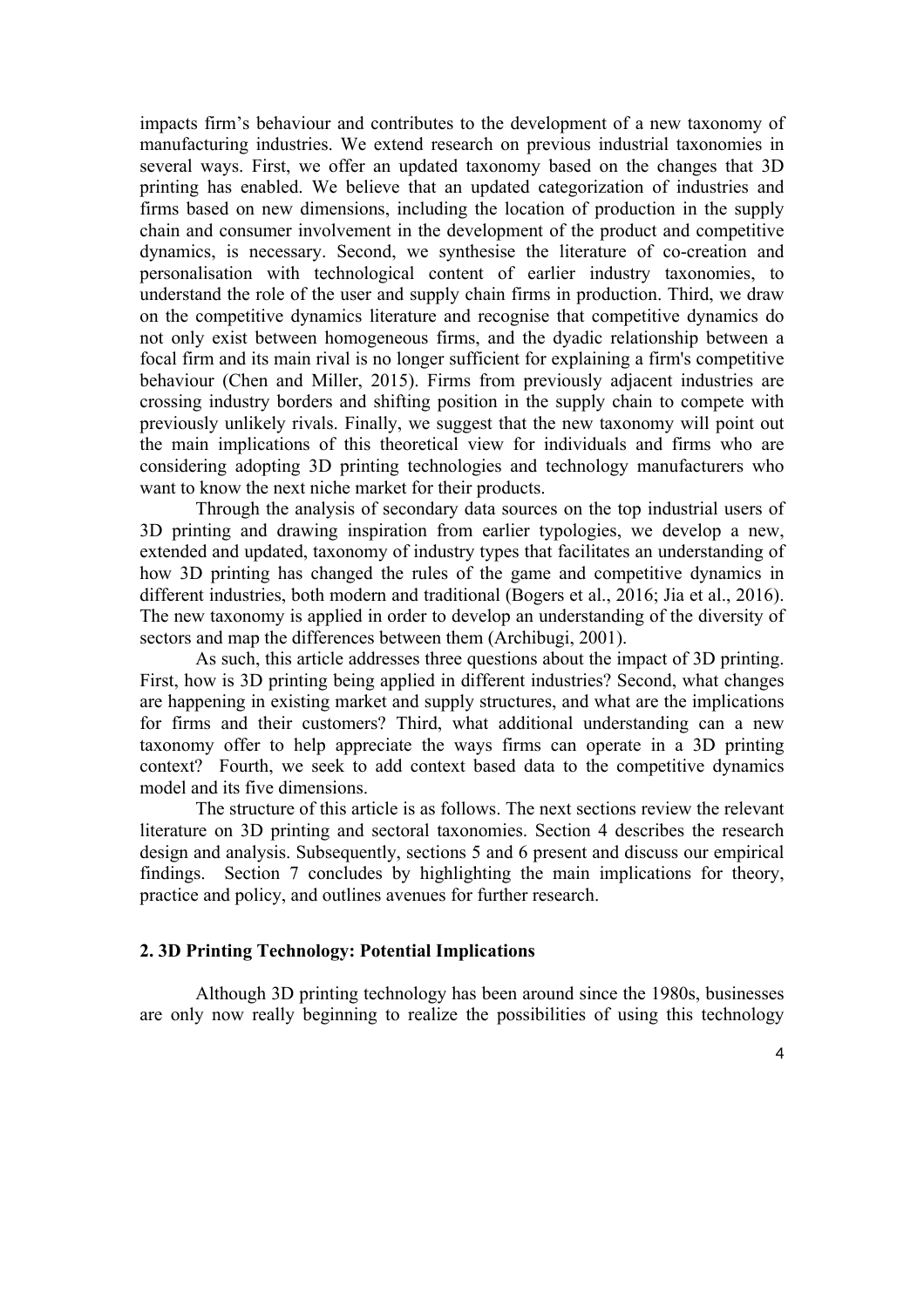impacts firm's behaviour and contributes to the development of a new taxonomy of manufacturing industries. We extend research on previous industrial taxonomies in several ways. First, we offer an updated taxonomy based on the changes that 3D printing has enabled. We believe that an updated categorization of industries and firms based on new dimensions, including the location of production in the supply chain and consumer involvement in the development of the product and competitive dynamics, is necessary. Second, we synthesise the literature of co-creation and personalisation with technological content of earlier industry taxonomies, to understand the role of the user and supply chain firms in production. Third, we draw on the competitive dynamics literature and recognise that competitive dynamics do not only exist between homogeneous firms, and the dyadic relationship between a focal firm and its main rival is no longer sufficient for explaining a firm's competitive behaviour (Chen and Miller, 2015). Firms from previously adjacent industries are crossing industry borders and shifting position in the supply chain to compete with previously unlikely rivals. Finally, we suggest that the new taxonomy will point out the main implications of this theoretical view for individuals and firms who are considering adopting 3D printing technologies and technology manufacturers who want to know the next niche market for their products.

Through the analysis of secondary data sources on the top industrial users of 3D printing and drawing inspiration from earlier typologies, we develop a new, extended and updated, taxonomy of industry types that facilitates an understanding of how 3D printing has changed the rules of the game and competitive dynamics in different industries, both modern and traditional (Bogers et al., 2016; Jia et al., 2016). The new taxonomy is applied in order to develop an understanding of the diversity of sectors and map the differences between them (Archibugi, 2001).

As such, this article addresses three questions about the impact of 3D printing. First, how is 3D printing being applied in different industries? Second, what changes are happening in existing market and supply structures, and what are the implications for firms and their customers? Third, what additional understanding can a new taxonomy offer to help appreciate the ways firms can operate in a 3D printing context? Fourth, we seek to add context based data to the competitive dynamics model and its five dimensions.

The structure of this article is as follows. The next sections review the relevant literature on 3D printing and sectoral taxonomies. Section 4 describes the research design and analysis. Subsequently, sections 5 and 6 present and discuss our empirical findings. Section 7 concludes by highlighting the main implications for theory, practice and policy, and outlines avenues for further research.

## 2. 3D Printing Technology: Potential Implications

Although 3D printing technology has been around since the 1980s, businesses are only now really beginning to realize the possibilities of using this technology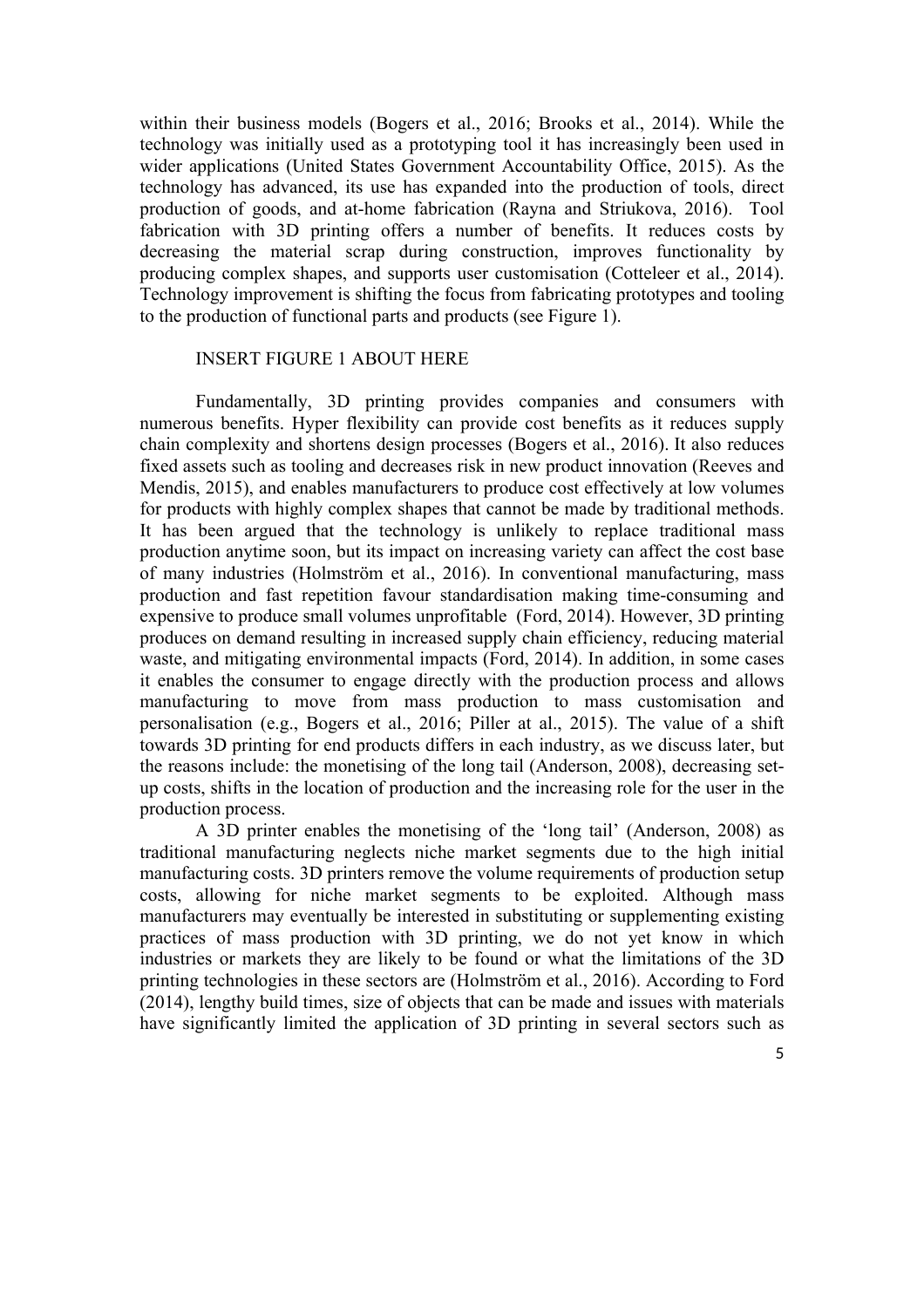within their business models (Bogers et al., 2016; Brooks et al., 2014). While the technology was initially used as a prototyping tool it has increasingly been used in wider applications (United States Government Accountability Office, 2015). As the technology has advanced, its use has expanded into the production of tools, direct production of goods, and at-home fabrication (Rayna and Striukova, 2016). Tool fabrication with 3D printing offers a number of benefits. It reduces costs by decreasing the material scrap during construction, improves functionality by producing complex shapes, and supports user customisation (Cotteleer et al., 2014). Technology improvement is shifting the focus from fabricating prototypes and tooling to the production of functional parts and products (see Figure 1).

INSERT FIGURE 1 ABOUT HERE

Fundamentally, 3D printing provides companies and consumers with numerous benefits. Hyper flexibility can provide cost benefits as it reduces supply chain complexity and shortens design processes (Bogers et al., 2016). It also reduces fixed assets such as tooling and decreases risk in new product innovation (Reeves and Mendis, 2015), and enables manufacturers to produce cost effectively at low volumes for products with highly complex shapes that cannot be made by traditional methods. It has been argued that the technology is unlikely to replace traditional mass production anytime soon, but its impact on increasing variety can affect the cost base of many industries (Holmström et al., 2016). In conventional manufacturing, mass production and fast repetition favour standardisation making time-consuming and expensive to produce small volumes unprofitable (Ford, 2014). However, 3D printing produces on demand resulting in increased supply chain efficiency, reducing material waste, and mitigating environmental impacts (Ford, 2014). In addition, in some cases it enables the consumer to engage directly with the production process and allows manufacturing to move from mass production to mass customisation and personalisation (e.g., Bogers et al., 2016; Piller at al., 2015). The value of a shift towards 3D printing for end products differs in each industry, as we discuss later, but the reasons include: the monetising of the long tail (Anderson, 2008), decreasing set-up costs, shifts in the location of production and the increasing role for the user in the production process.

A 3D printer enables the monetising of the 'long tail' (Anderson, 2008) as traditional manufacturing neglects niche market segments due to the high initial manufacturing costs. 3D printers remove the volume requirements of production setup costs, allowing for niche market segments to be exploited. Although mass manufacturers may eventually be interested in substituting or supplementing existing practices of mass production with 3D printing, we do not yet know in which industries or markets they are likely to be found or what the limitations of the 3D printing technologies in these sectors are (Holmström et al., 2016). According to Ford (2014), lengthy build times, size of objects that can be made and issues with materials have significantly limited the application of 3D printing in several sectors such as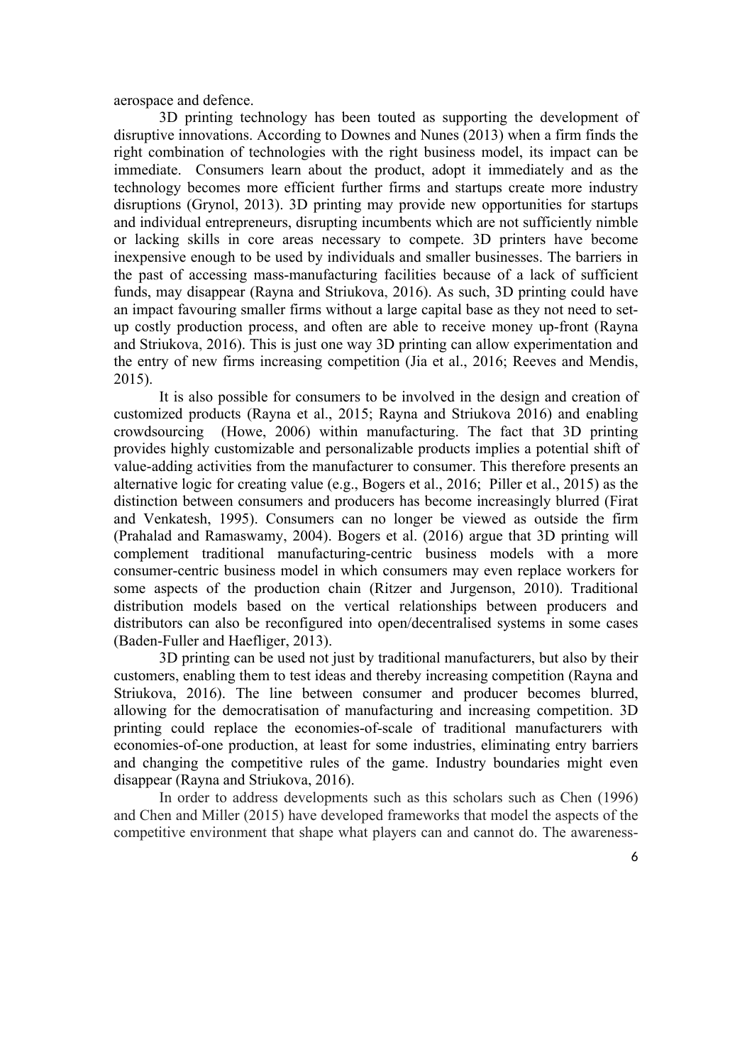aerospace and defence.

3D printing technology has been touted as supporting the development of disruptive innovations. According to Downes and Nunes (2013) when a firm finds the right combination of technologies with the right business model, its impact can be immediate. Consumers learn about the product, adopt it immediately and as the technology becomes more efficient further firms and startups create more industry disruptions (Grynol, 2013). 3D printing may provide new opportunities for startups and individual entrepreneurs, disrupting incumbents which are not sufficiently nimble or lacking skills in core areas necessary to compete. 3D printers have become inexpensive enough to be used by individuals and smaller businesses. The barriers in the past of accessing mass-manufacturing facilities because of a lack of sufficient funds, may disappear (Rayna and Striukova, 2016). As such, 3D printing could have an impact favouring smaller firms without a large capital base as they not need to set-up costly production process, and often are able to receive money up-front (Rayna and Striukova, 2016). This is just one way 3D printing can allow experimentation and the entry of new firms increasing competition (Jia et al., 2016; Reeves and Mendis, 2015).

It is also possible for consumers to be involved in the design and creation of customized products (Rayna et al., 2015; Rayna and Striukova 2016) and enabling crowdsourcing (Howe, 2006) within manufacturing. The fact that 3D printing provides highly customizable and personalizable products implies a potential shift of value-adding activities from the manufacturer to consumer. This therefore presents an alternative logic for creating value (e.g., Bogers et al., 2016; Piller et al., 2015) as the distinction between consumers and producers has become increasingly blurred (Firat and Venkatesh, 1995). Consumers can no longer be viewed as outside the firm (Prahalad and Ramaswamy, 2004). Bogers et al. (2016) argue that 3D printing will complement traditional manufacturing-centric business models with a more consumer-centric business model in which consumers may even replace workers for some aspects of the production chain (Ritzer and Jurgenson, 2010). Traditional distribution models based on the vertical relationships between producers and distributors can also be reconfigured into open/decentralised systems in some cases (Baden-Fuller and Haefliger, 2013).

3D printing can be used not just by traditional manufacturers, but also by their customers, enabling them to test ideas and thereby increasing competition (Rayna and Striukova, 2016). The line between consumer and producer becomes blurred, allowing for the democratisation of manufacturing and increasing competition. 3D printing could replace the economies-of-scale of traditional manufacturers with economies-of-one production, at least for some industries, eliminating entry barriers and changing the competitive rules of the game. Industry boundaries might even disappear (Rayna and Striukova, 2016).

In order to address developments such as this scholars such as Chen (1996) and Chen and Miller (2015) have developed frameworks that model the aspects of the competitive environment that shape what players can and cannot do. The awareness-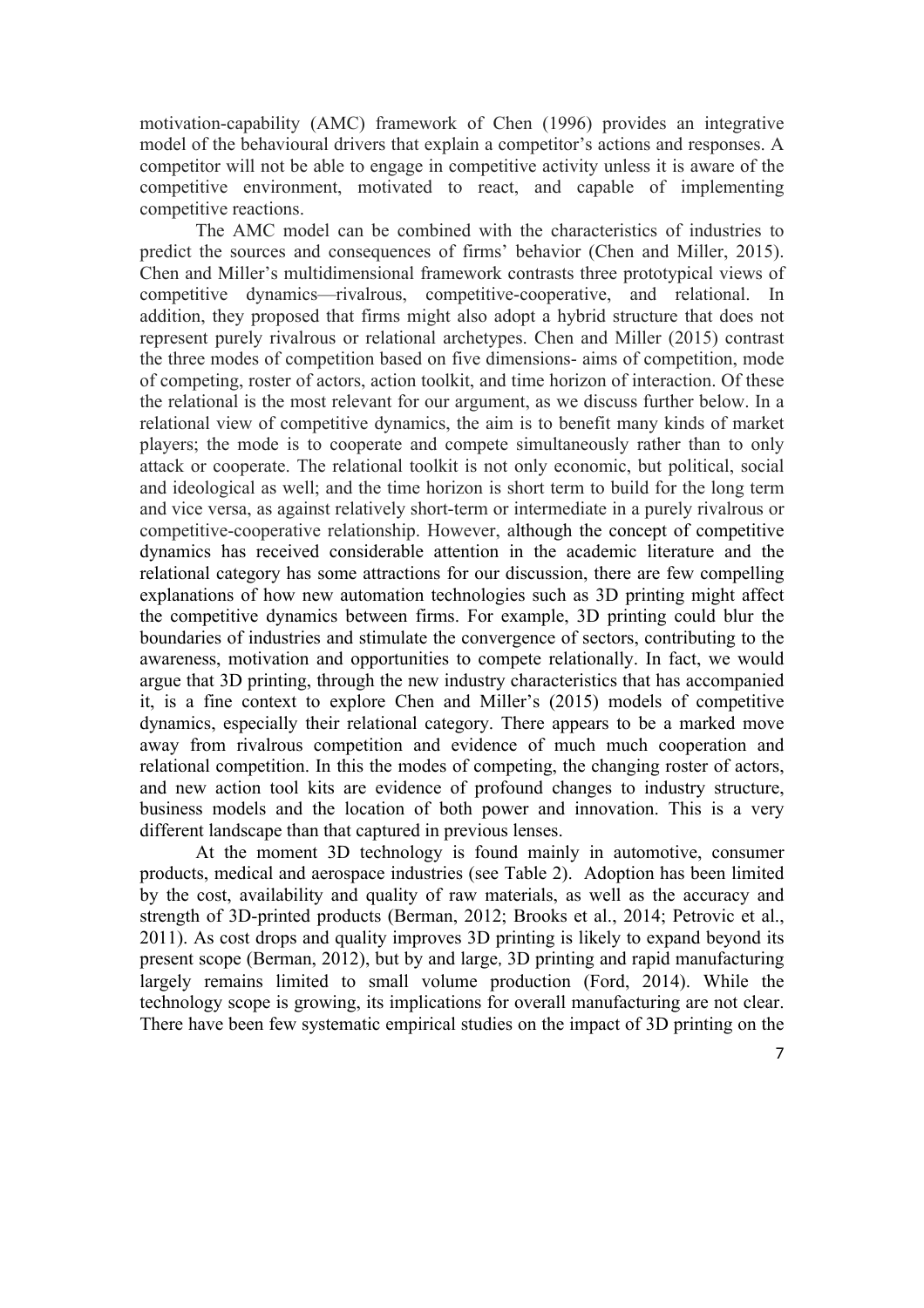motivation-capability (AMC) framework of Chen (1996) provides an integrative model of the behavioural drivers that explain a competitor's actions and responses. A competitor will not be able to engage in competitive activity unless it is aware of the competitive environment, motivated to react, and capable of implementing competitive reactions.

The AMC model can be combined with the characteristics of industries to predict the sources and consequences of firms' behavior (Chen and Miller, 2015). Chen and Miller's multidimensional framework contrasts three prototypical views of competitive dynamics—rivalrous, competitive-cooperative, and relational. In addition, they proposed that firms might also adopt a hybrid structure that does not represent purely rivalrous or relational archetypes. Chen and Miller (2015) contrast the three modes of competition based on five dimensions- aims of competition, mode of competing, roster of actors, action toolkit, and time horizon of interaction. Of these the relational is the most relevant for our argument, as we discuss further below. In a relational view of competitive dynamics, the aim is to benefit many kinds of market players; the mode is to cooperate and compete simultaneously rather than to only attack or cooperate. The relational toolkit is not only economic, but political, social and ideological as well; and the time horizon is short term to build for the long term and vice versa, as against relatively short-term or intermediate in a purely rivalrous or competitive-cooperative relationship. However, although the concept of competitive dynamics has received considerable attention in the academic literature and the relational category has some attractions for our discussion, there are few compelling explanations of how new automation technologies such as 3D printing might affect the competitive dynamics between firms. For example, 3D printing could blur the boundaries of industries and stimulate the convergence of sectors, contributing to the awareness, motivation and opportunities to compete relationally. In fact, we would argue that 3D printing, through the new industry characteristics that has accompanied it, is a fine context to explore Chen and Miller's (2015) models of competitive dynamics, especially their relational category. There appears to be a marked move away from rivalrous competition and evidence of much much cooperation and relational competition. In this the modes of competing, the changing roster of actors, and new action tool kits are evidence of profound changes to industry structure, business models and the location of both power and innovation. This is a very different landscape than that captured in previous lenses.

At the moment 3D technology is found mainly in automotive, consumer products, medical and aerospace industries (see Table 2). Adoption has been limited by the cost, availability and quality of raw materials, as well as the accuracy and strength of 3D-printed products (Berman, 2012; Brooks et al., 2014; Petrovic et al., 2011). As cost drops and quality improves 3D printing is likely to expand beyond its present scope (Berman, 2012), but by and large, 3D printing and rapid manufacturing largely remains limited to small volume production (Ford, 2014). While the technology scope is growing, its implications for overall manufacturing are not clear. There have been few systematic empirical studies on the impact of 3D printing on the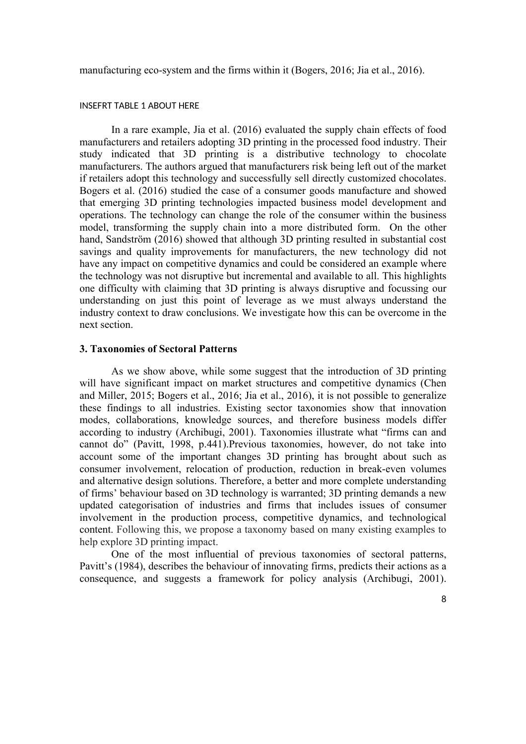manufacturing eco-system and the firms within it (Bogers, 2016; Jia et al., 2016).

INSEFRT TABLE 1 ABOUT HERE

In a rare example, Jia et al. (2016) evaluated the supply chain effects of food manufacturers and retailers adopting 3D printing in the processed food industry. Their study indicated that 3D printing is a distributive technology to chocolate manufacturers. The authors argued that manufacturers risk being left out of the market if retailers adopt this technology and successfully sell directly customized chocolates. Bogers et al. (2016) studied the case of a consumer goods manufacture and showed that emerging 3D printing technologies impacted business model development and operations. The technology can change the role of the consumer within the business model, transforming the supply chain into a more distributed form. On the other hand, Sandström (2016) showed that although 3D printing resulted in substantial cost savings and quality improvements for manufacturers, the new technology did not have any impact on competitive dynamics and could be considered an example where the technology was not disruptive but incremental and available to all. This highlights one difficulty with claiming that 3D printing is always disruptive and focussing our understanding on just this point of leverage as we must always understand the industry context to draw conclusions. We investigate how this can be overcome in the next section.

### 3. Taxonomies of Sectoral Patterns

As we show above, while some suggest that the introduction of 3D printing will have significant impact on market structures and competitive dynamics (Chen and Miller, 2015; Bogers et al., 2016; Jia et al., 2016), it is not possible to generalize these findings to all industries. Existing sector taxonomies show that innovation modes, collaborations, knowledge sources, and therefore business models differ according to industry (Archibugi, 2001). Taxonomies illustrate what "firms can and cannot do" (Pavitt, 1998, p.441).Previous taxonomies, however, do not take into account some of the important changes 3D printing has brought about such as consumer involvement, relocation of production, reduction in break-even volumes and alternative design solutions. Therefore, a better and more complete understanding of firms' behaviour based on 3D technology is warranted; 3D printing demands a new updated categorisation of industries and firms that includes issues of consumer involvement in the production process, competitive dynamics, and technological content. Following this, we propose a taxonomy based on many existing examples to help explore 3D printing impact.

One of the most influential of previous taxonomies of sectoral patterns, Pavitt's (1984), describes the behaviour of innovating firms, predicts their actions as a consequence, and suggests a framework for policy analysis (Archibugi, 2001).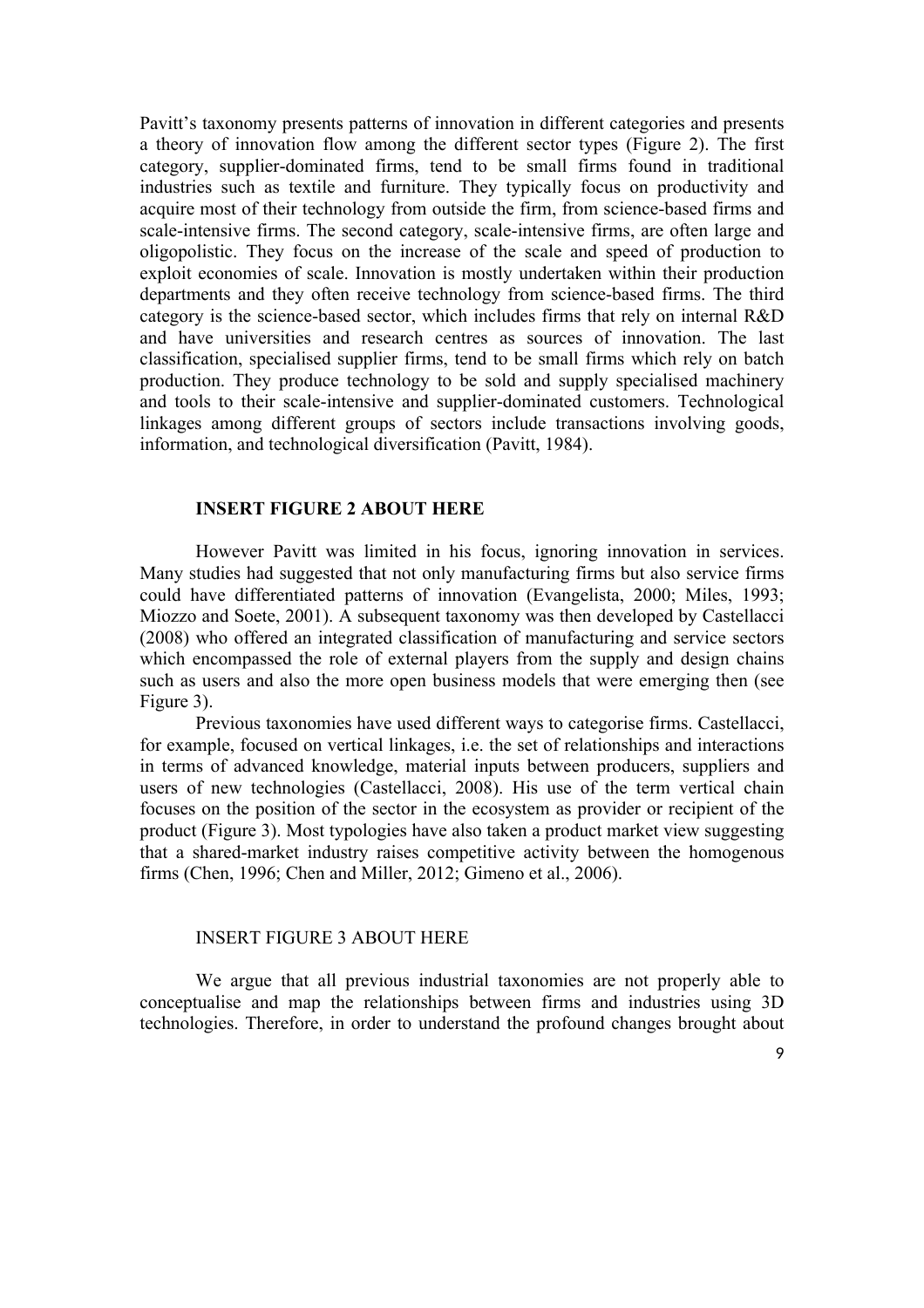Pavitt's taxonomy presents patterns of innovation in different categories and presents a theory of innovation flow among the different sector types (Figure 2). The first category, supplier-dominated firms, tend to be small firms found in traditional industries such as textile and furniture. They typically focus on productivity and acquire most of their technology from outside the firm, from science-based firms and scale-intensive firms. The second category, scale-intensive firms, are often large and oligopolistic. They focus on the increase of the scale and speed of production to exploit economies of scale. Innovation is mostly undertaken within their production departments and they often receive technology from science-based firms. The third category is the science-based sector, which includes firms that rely on internal R&D and have universities and research centres as sources of innovation. The last classification, specialised supplier firms, tend to be small firms which rely on batch production. They produce technology to be sold and supply specialised machinery and tools to their scale-intensive and supplier-dominated customers. Technological linkages among different groups of sectors include transactions involving goods, information, and technological diversification (Pavitt, 1984).

**INSERT FIGURE 2 ABOUT HERE**

However Pavitt was limited in his focus, ignoring innovation in services. Many studies had suggested that not only manufacturing firms but also service firms could have differentiated patterns of innovation (Evangelista, 2000; Miles, 1993; Miozzo and Soete, 2001). A subsequent taxonomy was then developed by Castellacci (2008) who offered an integrated classification of manufacturing and service sectors which encompassed the role of external players from the supply and design chains such as users and also the more open business models that were emerging then (see Figure 3).

Previous taxonomies have used different ways to categorise firms. Castellacci, for example, focused on vertical linkages, i.e. the set of relationships and interactions in terms of advanced knowledge, material inputs between producers, suppliers and users of new technologies (Castellacci, 2008). His use of the term vertical chain focuses on the position of the sector in the ecosystem as provider or recipient of the product (Figure 3). Most typologies have also taken a product market view suggesting that a shared-market industry raises competitive activity between the homogenous firms (Chen, 1996; Chen and Miller, 2012; Gimeno et al., 2006).

INSERT FIGURE 3 ABOUT HERE

We argue that all previous industrial taxonomies are not properly able to conceptualise and map the relationships between firms and industries using 3D technologies. Therefore, in order to understand the profound changes brought about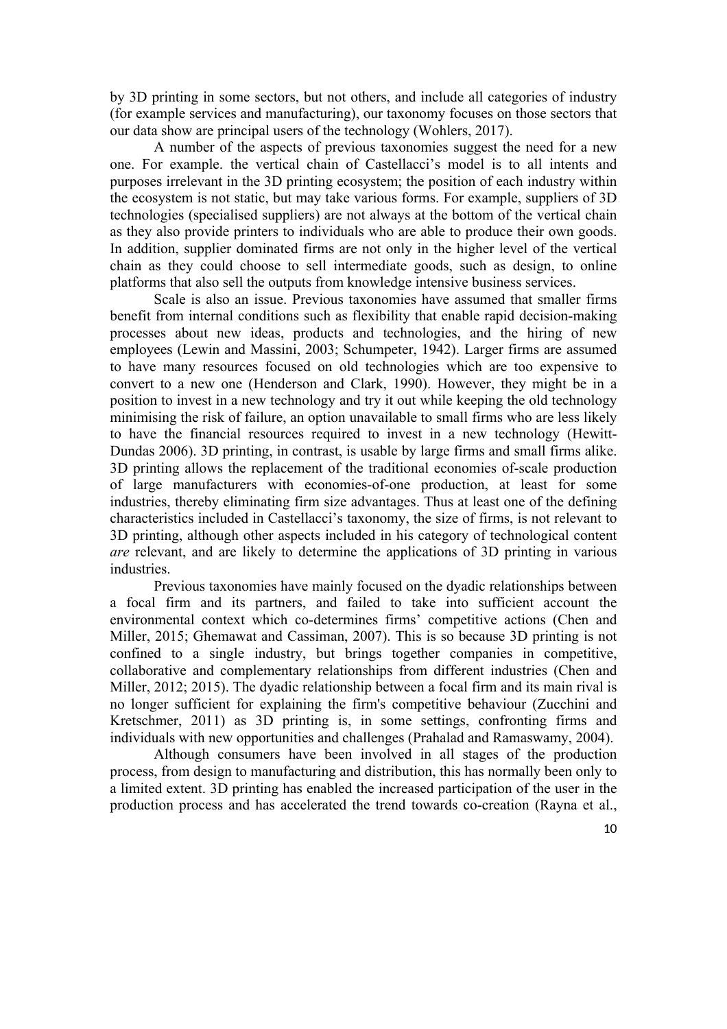by 3D printing in some sectors, but not others, and include all categories of industry (for example services and manufacturing), our taxonomy focuses on those sectors that our data show are principal users of the technology (Wohlers, 2017).

A number of the aspects of previous taxonomies suggest the need for a new one. For example. the vertical chain of Castellacci's model is to all intents and purposes irrelevant in the 3D printing ecosystem; the position of each industry within the ecosystem is not static, but may take various forms. For example, suppliers of 3D technologies (specialised suppliers) are not always at the bottom of the vertical chain as they also provide printers to individuals who are able to produce their own goods. In addition, supplier dominated firms are not only in the higher level of the vertical chain as they could choose to sell intermediate goods, such as design, to online platforms that also sell the outputs from knowledge intensive business services.

Scale is also an issue. Previous taxonomies have assumed that smaller firms benefit from internal conditions such as flexibility that enable rapid decision-making processes about new ideas, products and technologies, and the hiring of new employees (Lewin and Massini, 2003; Schumpeter, 1942). Larger firms are assumed to have many resources focused on old technologies which are too expensive to convert to a new one (Henderson and Clark, 1990). However, they might be in a position to invest in a new technology and try it out while keeping the old technology minimising the risk of failure, an option unavailable to small firms who are less likely to have the financial resources required to invest in a new technology (Hewitt-Dundas 2006). 3D printing, in contrast, is usable by large firms and small firms alike. 3D printing allows the replacement of the traditional economies of-scale production of large manufacturers with economies-of-one production, at least for some industries, thereby eliminating firm size advantages. Thus at least one of the defining characteristics included in Castellacci's taxonomy, the size of firms, is not relevant to 3D printing, although other aspects included in his category of technological content *are* relevant, and are likely to determine the applications of 3D printing in various industries.

Previous taxonomies have mainly focused on the dyadic relationships between a focal firm and its partners, and failed to take into sufficient account the environmental context which co-determines firms' competitive actions (Chen and Miller, 2015; Ghemawat and Cassiman, 2007). This is so because 3D printing is not confined to a single industry, but brings together companies in competitive, collaborative and complementary relationships from different industries (Chen and Miller, 2012; 2015). The dyadic relationship between a focal firm and its main rival is no longer sufficient for explaining the firm's competitive behaviour (Zucchini and Kretschmer, 2011) as 3D printing is, in some settings, confronting firms and individuals with new opportunities and challenges (Prahalad and Ramaswamy, 2004).

Although consumers have been involved in all stages of the production process, from design to manufacturing and distribution, this has normally been only to a limited extent. 3D printing has enabled the increased participation of the user in the production process and has accelerated the trend towards co-creation (Rayna et al.,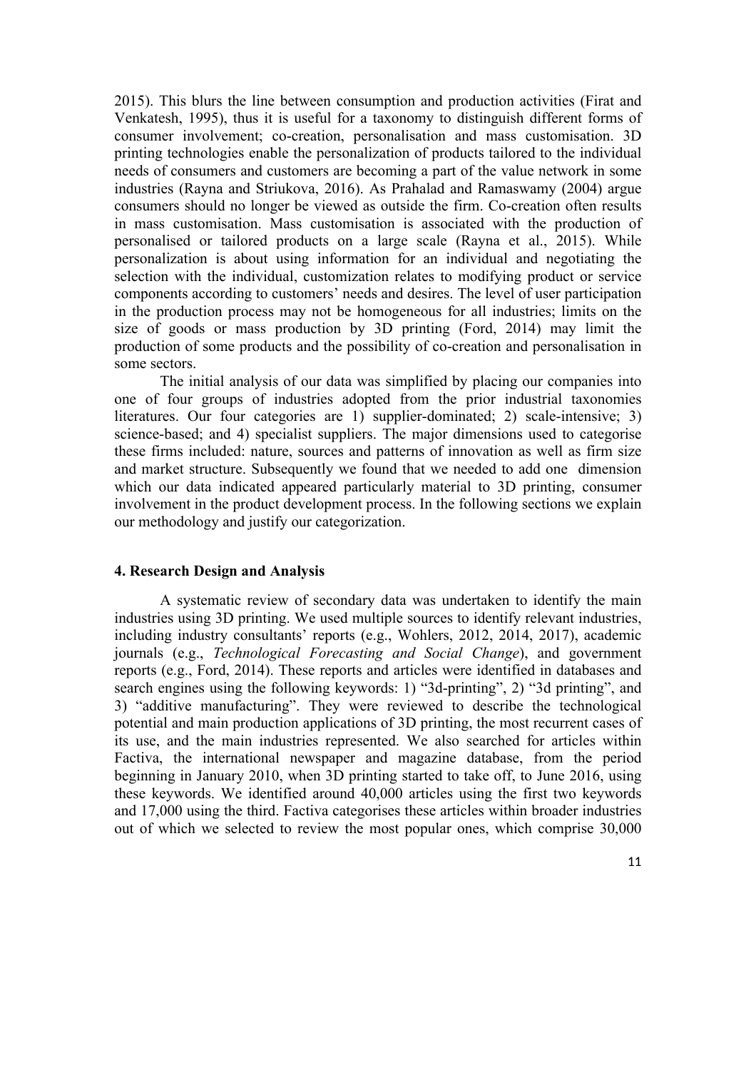2015). This blurs the line between consumption and production activities (Firat and Venkatesh, 1995), thus it is useful for a taxonomy to distinguish different forms of consumer involvement; co-creation, personalisation and mass customisation. 3D printing technologies enable the personalization of products tailored to the individual needs of consumers and customers are becoming a part of the value network in some industries (Rayna and Striukova, 2016). As Prahalad and Ramaswamy (2004) argue consumers should no longer be viewed as outside the firm. Co-creation often results in mass customisation. Mass customisation is associated with the production of personalised or tailored products on a large scale (Rayna et al., 2015). While personalization is about using information for an individual and negotiating the selection with the individual, customization relates to modifying product or service components according to customers' needs and desires. The level of user participation in the production process may not be homogeneous for all industries; limits on the size of goods or mass production by 3D printing (Ford, 2014) may limit the production of some products and the possibility of co-creation and personalisation in some sectors.

The initial analysis of our data was simplified by placing our companies into one of four groups of industries adopted from the prior industrial taxonomies literatures. Our four categories are 1) supplier-dominated; 2) scale-intensive; 3) science-based; and 4) specialist suppliers. The major dimensions used to categorise these firms included: nature, sources and patterns of innovation as well as firm size and market structure. Subsequently we found that we needed to add one dimension which our data indicated appeared particularly material to 3D printing, consumer involvement in the product development process. In the following sections we explain our methodology and justify our categorization.

## 4. Research Design and Analysis

A systematic review of secondary data was undertaken to identify the main industries using 3D printing. We used multiple sources to identify relevant industries, including industry consultants' reports (e.g., Wohlers, 2012, 2014, 2017), academic journals (e.g., *Technological Forecasting and Social Change*), and government reports (e.g., Ford, 2014). These reports and articles were identified in databases and search engines using the following keywords: 1) "3d-printing", 2) "3d printing", and 3) "additive manufacturing". They were reviewed to describe the technological potential and main production applications of 3D printing, the most recurrent cases of its use, and the main industries represented. We also searched for articles within Factiva, the international newspaper and magazine database, from the period beginning in January 2010, when 3D printing started to take off, to June 2016, using these keywords. We identified around 40,000 articles using the first two keywords and 17,000 using the third. Factiva categorises these articles within broader industries out of which we selected to review the most popular ones, which comprise 30,000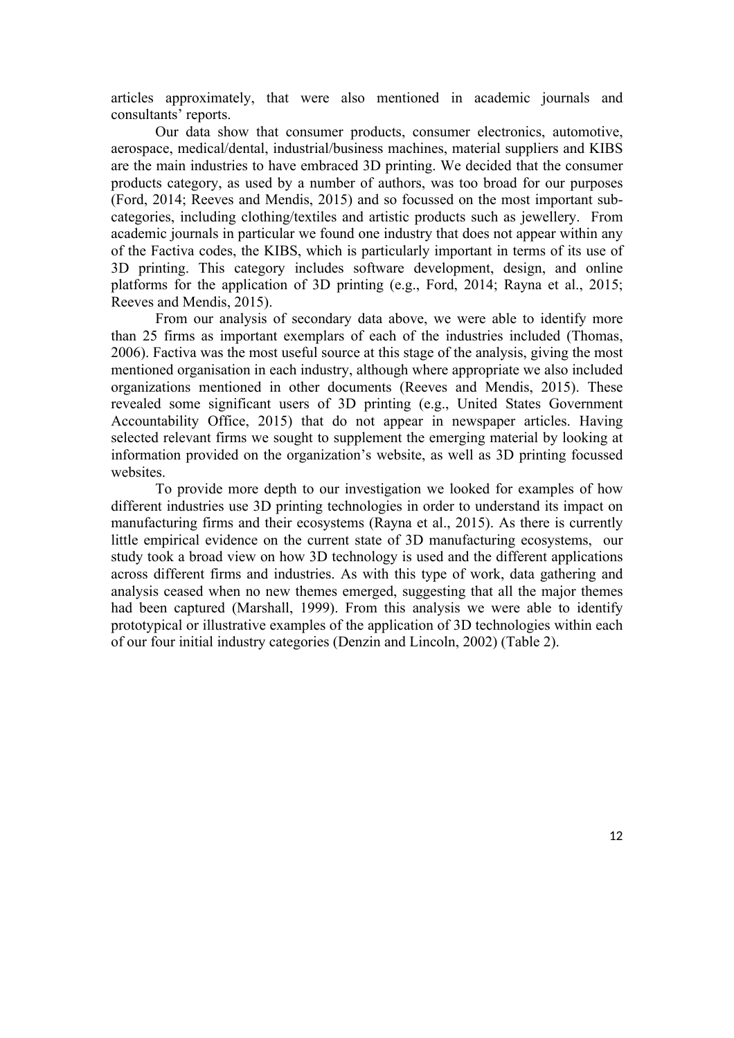articles approximately, that were also mentioned in academic journals and consultants' reports.

Our data show that consumer products, consumer electronics, automotive, aerospace, medical/dental, industrial/business machines, material suppliers and KIBS are the main industries to have embraced 3D printing. We decided that the consumer products category, as used by a number of authors, was too broad for our purposes (Ford, 2014; Reeves and Mendis, 2015) and so focussed on the most important sub-categories, including clothing/textiles and artistic products such as jewellery. From academic journals in particular we found one industry that does not appear within any of the Factiva codes, the KIBS, which is particularly important in terms of its use of 3D printing. This category includes software development, design, and online platforms for the application of 3D printing (e.g., Ford, 2014; Rayna et al., 2015; Reeves and Mendis, 2015).

From our analysis of secondary data above, we were able to identify more than 25 firms as important exemplars of each of the industries included (Thomas, 2006). Factiva was the most useful source at this stage of the analysis, giving the most mentioned organisation in each industry, although where appropriate we also included organizations mentioned in other documents (Reeves and Mendis, 2015). These revealed some significant users of 3D printing (e.g., United States Government Accountability Office, 2015) that do not appear in newspaper articles. Having selected relevant firms we sought to supplement the emerging material by looking at information provided on the organization's website, as well as 3D printing focussed websites.

To provide more depth to our investigation we looked for examples of how different industries use 3D printing technologies in order to understand its impact on manufacturing firms and their ecosystems (Rayna et al., 2015). As there is currently little empirical evidence on the current state of 3D manufacturing ecosystems, our study took a broad view on how 3D technology is used and the different applications across different firms and industries. As with this type of work, data gathering and analysis ceased when no new themes emerged, suggesting that all the major themes had been captured (Marshall, 1999). From this analysis we were able to identify prototypical or illustrative examples of the application of 3D technologies within each of our four initial industry categories (Denzin and Lincoln, 2002) (Table 2).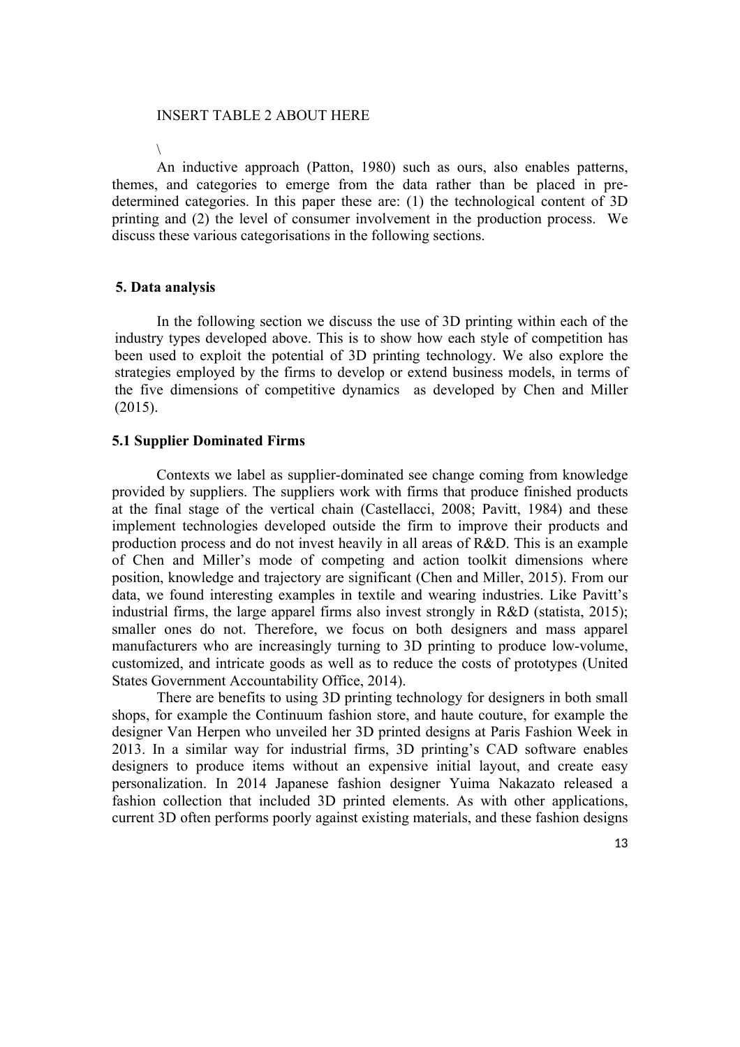INSERT TABLE 2 ABOUT HERE

\

An inductive approach (Patton, 1980) such as ours, also enables patterns, themes, and categories to emerge from the data rather than be placed in pre-determined categories. In this paper these are: (1) the technological content of 3D printing and (2) the level of consumer involvement in the production process. We discuss these various categorisations in the following sections.

## 5. Data analysis

In the following section we discuss the use of 3D printing within each of the industry types developed above. This is to show how each style of competition has been used to exploit the potential of 3D printing technology. We also explore the strategies employed by the firms to develop or extend business models, in terms of the five dimensions of competitive dynamics as developed by Chen and Miller (2015).

### 5.1 Supplier Dominated Firms

Contexts we label as supplier-dominated see change coming from knowledge provided by suppliers. The suppliers work with firms that produce finished products at the final stage of the vertical chain (Castellacci, 2008; Pavitt, 1984) and these implement technologies developed outside the firm to improve their products and production process and do not invest heavily in all areas of R&D. This is an example of Chen and Miller's mode of competing and action toolkit dimensions where position, knowledge and trajectory are significant (Chen and Miller, 2015). From our data, we found interesting examples in textile and wearing industries. Like Pavitt's industrial firms, the large apparel firms also invest strongly in R&D (statista, 2015); smaller ones do not. Therefore, we focus on both designers and mass apparel manufacturers who are increasingly turning to 3D printing to produce low-volume, customized, and intricate goods as well as to reduce the costs of prototypes (United States Government Accountability Office, 2014).

There are benefits to using 3D printing technology for designers in both small shops, for example the Continuum fashion store, and haute couture, for example the designer Van Herpen who unveiled her 3D printed designs at Paris Fashion Week in 2013. In a similar way for industrial firms, 3D printing's CAD software enables designers to produce items without an expensive initial layout, and create easy personalization. In 2014 Japanese fashion designer Yuima Nakazato released a fashion collection that included 3D printed elements. As with other applications, current 3D often performs poorly against existing materials, and these fashion designs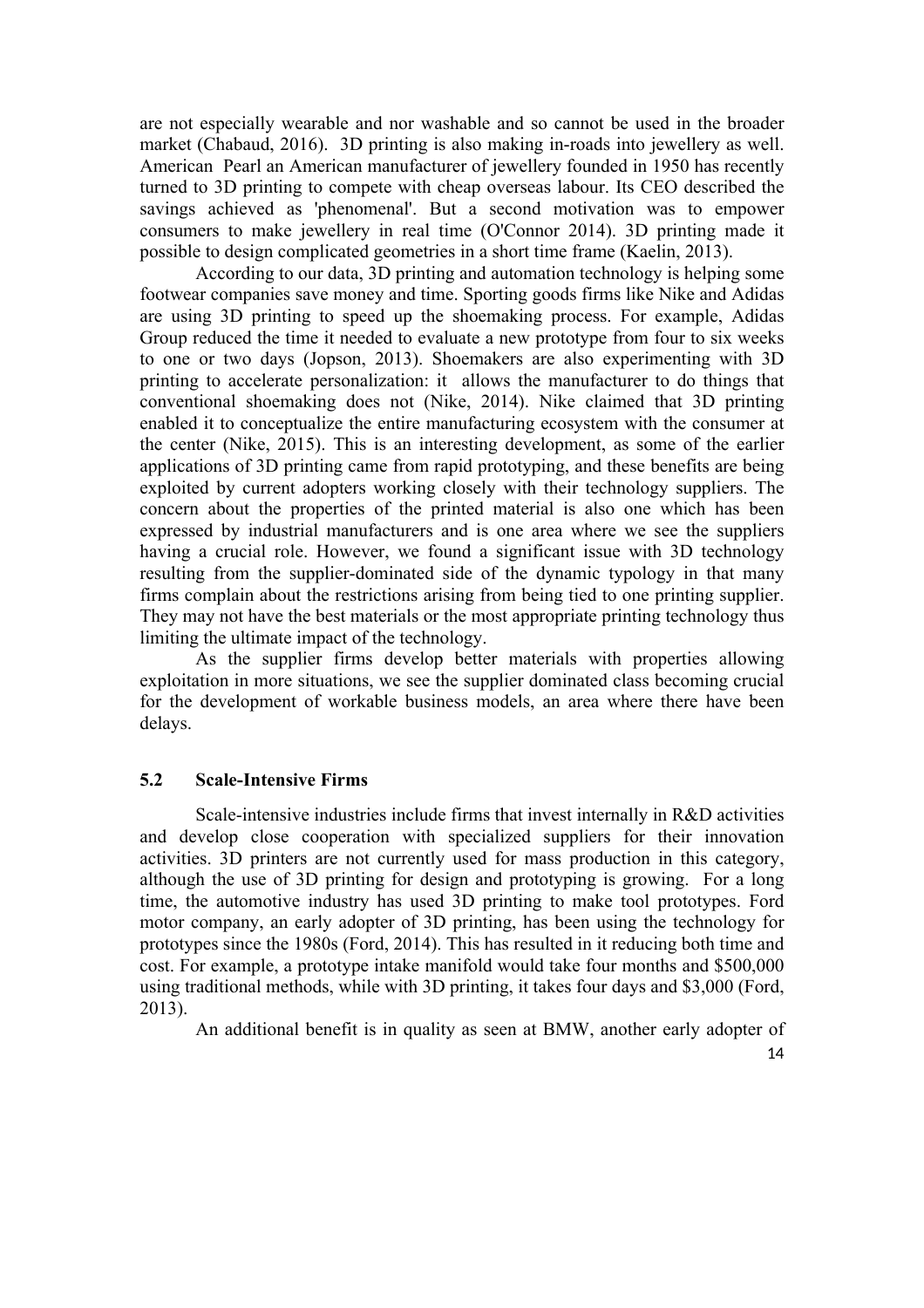are not especially wearable and nor washable and so cannot be used in the broader market (Chabaud, 2016). 3D printing is also making in-roads into jewellery as well. American Pearl an American manufacturer of jewellery founded in 1950 has recently turned to 3D printing to compete with cheap overseas labour. Its CEO described the savings achieved as 'phenomenal'. But a second motivation was to empower consumers to make jewellery in real time (O'Connor 2014). 3D printing made it possible to design complicated geometries in a short time frame (Kaelin, 2013).

According to our data, 3D printing and automation technology is helping some footwear companies save money and time. Sporting goods firms like Nike and Adidas are using 3D printing to speed up the shoemaking process. For example, Adidas Group reduced the time it needed to evaluate a new prototype from four to six weeks to one or two days (Jopson, 2013). Shoemakers are also experimenting with 3D printing to accelerate personalization: it allows the manufacturer to do things that conventional shoemaking does not (Nike, 2014). Nike claimed that 3D printing enabled it to conceptualize the entire manufacturing ecosystem with the consumer at the center (Nike, 2015). This is an interesting development, as some of the earlier applications of 3D printing came from rapid prototyping, and these benefits are being exploited by current adopters working closely with their technology suppliers. The concern about the properties of the printed material is also one which has been expressed by industrial manufacturers and is one area where we see the suppliers having a crucial role. However, we found a significant issue with 3D technology resulting from the supplier-dominated side of the dynamic typology in that many firms complain about the restrictions arising from being tied to one printing supplier. They may not have the best materials or the most appropriate printing technology thus limiting the ultimate impact of the technology.

As the supplier firms develop better materials with properties allowing exploitation in more situations, we see the supplier dominated class becoming crucial for the development of workable business models, an area where there have been delays.

## 5.2 Scale-Intensive Firms

Scale-intensive industries include firms that invest internally in R&D activities and develop close cooperation with specialized suppliers for their innovation activities. 3D printers are not currently used for mass production in this category, although the use of 3D printing for design and prototyping is growing. For a long time, the automotive industry has used 3D printing to make tool prototypes. Ford motor company, an early adopter of 3D printing, has been using the technology for prototypes since the 1980s (Ford, 2014). This has resulted in it reducing both time and cost. For example, a prototype intake manifold would take four months and $500,000 using traditional methods, while with 3D printing, it takes four days and $3,000 (Ford, 2013).

An additional benefit is in quality as seen at BMW, another early adopter of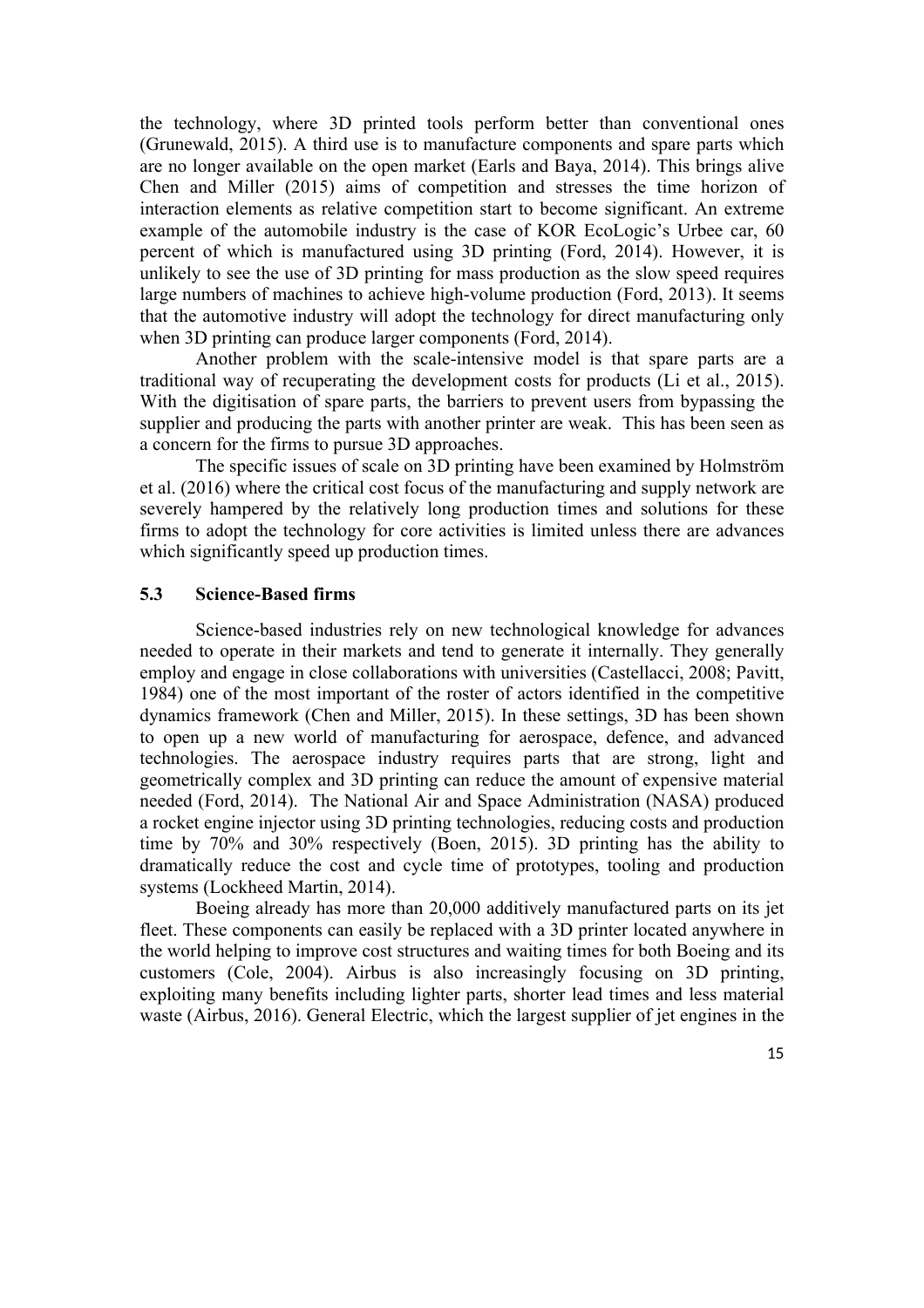the technology, where 3D printed tools perform better than conventional ones (Grunewald, 2015). A third use is to manufacture components and spare parts which are no longer available on the open market (Earls and Baya, 2014). This brings alive Chen and Miller (2015) aims of competition and stresses the time horizon of interaction elements as relative competition start to become significant. An extreme example of the automobile industry is the case of KOR EcoLogic's Urbee car, 60 percent of which is manufactured using 3D printing (Ford, 2014). However, it is unlikely to see the use of 3D printing for mass production as the slow speed requires large numbers of machines to achieve high-volume production (Ford, 2013). It seems that the automotive industry will adopt the technology for direct manufacturing only when 3D printing can produce larger components (Ford, 2014).

Another problem with the scale-intensive model is that spare parts are a traditional way of recuperating the development costs for products (Li et al., 2015). With the digitisation of spare parts, the barriers to prevent users from bypassing the supplier and producing the parts with another printer are weak. This has been seen as a concern for the firms to pursue 3D approaches.

The specific issues of scale on 3D printing have been examined by Holmström et al. (2016) where the critical cost focus of the manufacturing and supply network are severely hampered by the relatively long production times and solutions for these firms to adopt the technology for core activities is limited unless there are advances which significantly speed up production times.

### 5.3 Science-Based firms

Science-based industries rely on new technological knowledge for advances needed to operate in their markets and tend to generate it internally. They generally employ and engage in close collaborations with universities (Castellacci, 2008; Pavitt, 1984) one of the most important of the roster of actors identified in the competitive dynamics framework (Chen and Miller, 2015). In these settings, 3D has been shown to open up a new world of manufacturing for aerospace, defence, and advanced technologies. The aerospace industry requires parts that are strong, light and geometrically complex and 3D printing can reduce the amount of expensive material needed (Ford, 2014). The National Air and Space Administration (NASA) produced a rocket engine injector using 3D printing technologies, reducing costs and production time by 70% and 30% respectively (Boen, 2015). 3D printing has the ability to dramatically reduce the cost and cycle time of prototypes, tooling and production systems (Lockheed Martin, 2014).

Boeing already has more than 20,000 additively manufactured parts on its jet fleet. These components can easily be replaced with a 3D printer located anywhere in the world helping to improve cost structures and waiting times for both Boeing and its customers (Cole, 2004). Airbus is also increasingly focusing on 3D printing, exploiting many benefits including lighter parts, shorter lead times and less material waste (Airbus, 2016). General Electric, which the largest supplier of jet engines in the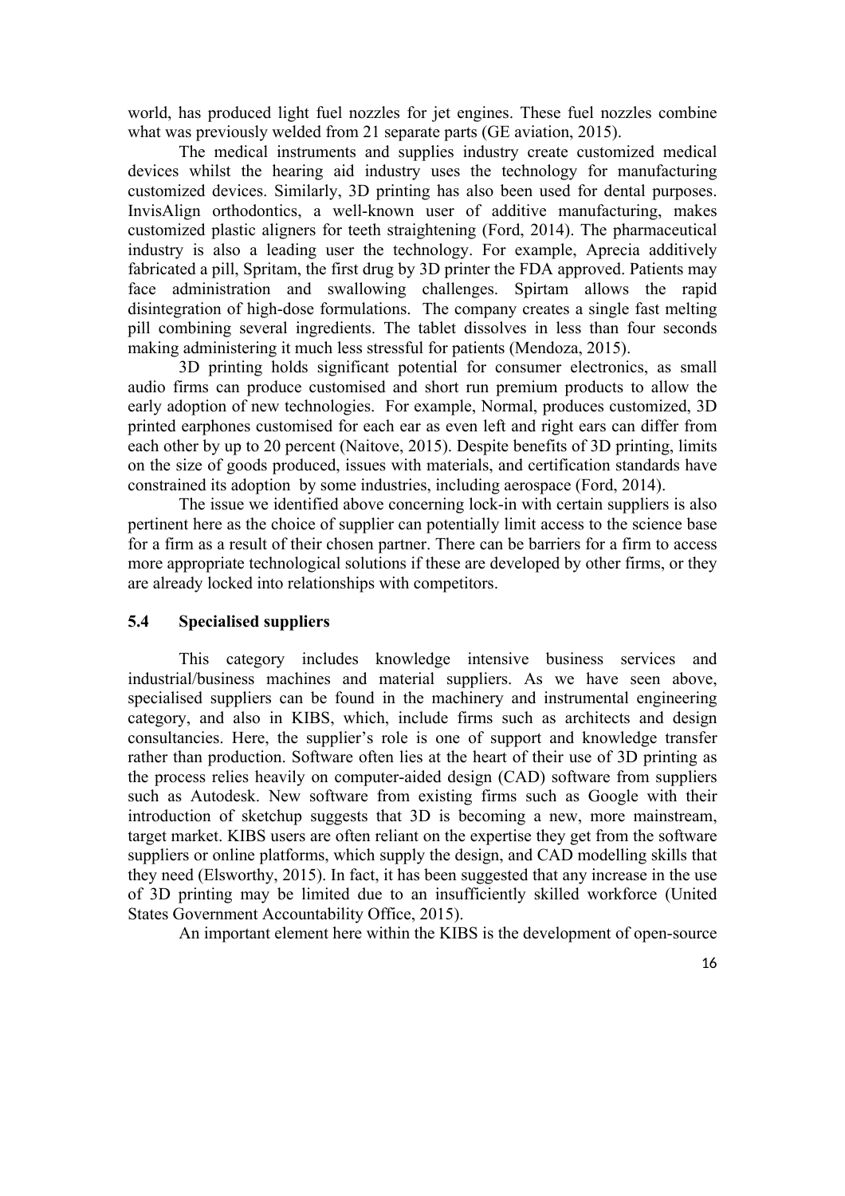world, has produced light fuel nozzles for jet engines. These fuel nozzles combine what was previously welded from 21 separate parts (GE aviation, 2015).

The medical instruments and supplies industry create customized medical devices whilst the hearing aid industry uses the technology for manufacturing customized devices. Similarly, 3D printing has also been used for dental purposes. InvisAlign orthodontics, a well-known user of additive manufacturing, makes customized plastic aligners for teeth straightening (Ford, 2014). The pharmaceutical industry is also a leading user the technology. For example, Aprecia additively fabricated a pill, Spritam, the first drug by 3D printer the FDA approved. Patients may face administration and swallowing challenges. Spirtam allows the rapid disintegration of high-dose formulations. The company creates a single fast melting pill combining several ingredients. The tablet dissolves in less than four seconds making administering it much less stressful for patients (Mendoza, 2015).

3D printing holds significant potential for consumer electronics, as small audio firms can produce customised and short run premium products to allow the early adoption of new technologies. For example, Normal, produces customized, 3D printed earphones customised for each ear as even left and right ears can differ from each other by up to 20 percent (Naitove, 2015). Despite benefits of 3D printing, limits on the size of goods produced, issues with materials, and certification standards have constrained its adoption by some industries, including aerospace (Ford, 2014).

The issue we identified above concerning lock-in with certain suppliers is also pertinent here as the choice of supplier can potentially limit access to the science base for a firm as a result of their chosen partner. There can be barriers for a firm to access more appropriate technological solutions if these are developed by other firms, or they are already locked into relationships with competitors.

### 5.4 Specialised suppliers

This category includes knowledge intensive business services and industrial/business machines and material suppliers. As we have seen above, specialised suppliers can be found in the machinery and instrumental engineering category, and also in KIBS, which, include firms such as architects and design consultancies. Here, the supplier's role is one of support and knowledge transfer rather than production. Software often lies at the heart of their use of 3D printing as the process relies heavily on computer-aided design (CAD) software from suppliers such as Autodesk. New software from existing firms such as Google with their introduction of sketchup suggests that 3D is becoming a new, more mainstream, target market. KIBS users are often reliant on the expertise they get from the software suppliers or online platforms, which supply the design, and CAD modelling skills that they need (Elsworthy, 2015). In fact, it has been suggested that any increase in the use of 3D printing may be limited due to an insufficiently skilled workforce (United States Government Accountability Office, 2015).

An important element here within the KIBS is the development of open-source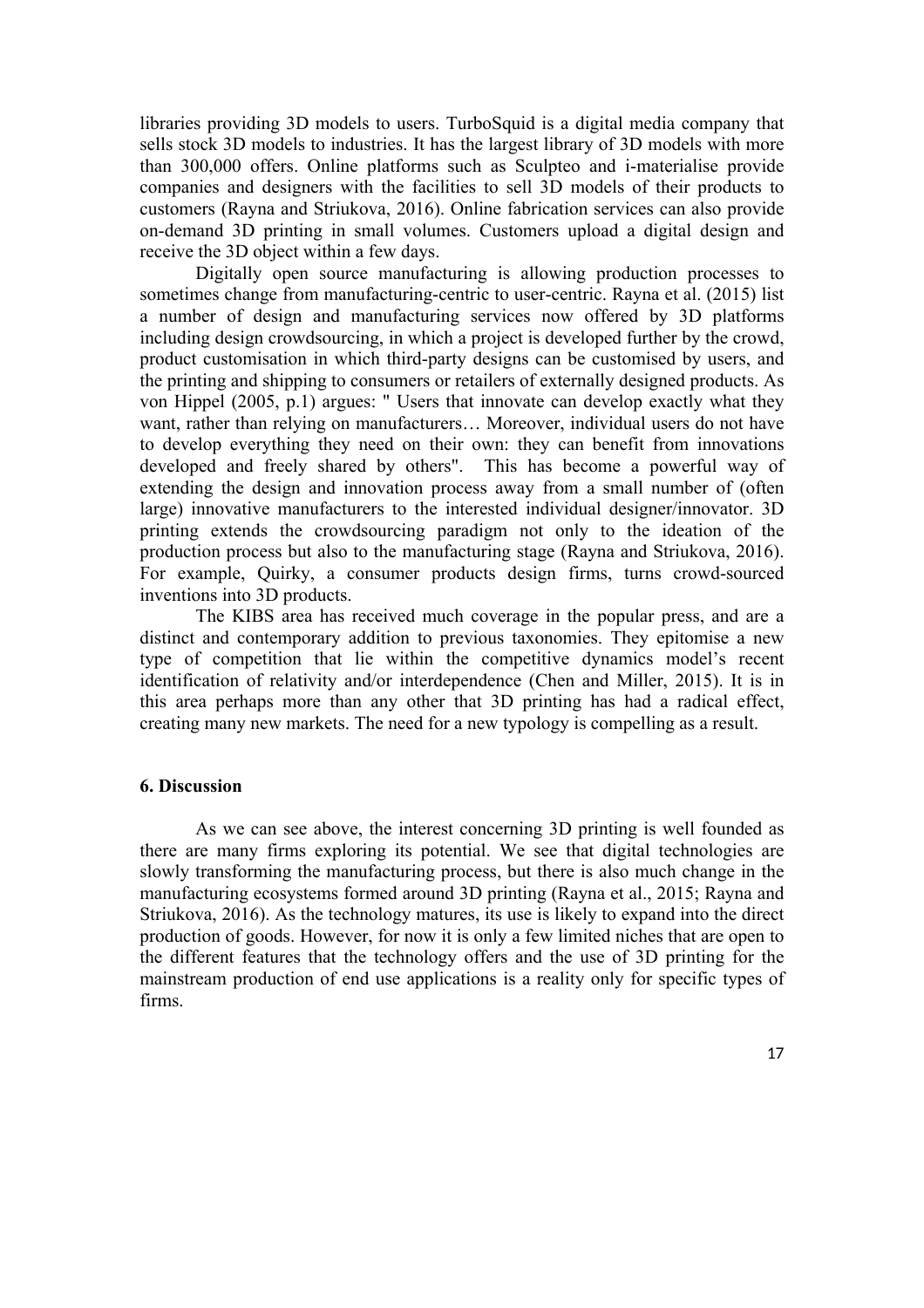libraries providing 3D models to users. TurboSquid is a digital media company that sells stock 3D models to industries. It has the largest library of 3D models with more than 300,000 offers. Online platforms such as Sculpteo and i-materialise provide companies and designers with the facilities to sell 3D models of their products to customers (Rayna and Striukova, 2016). Online fabrication services can also provide on-demand 3D printing in small volumes. Customers upload a digital design and receive the 3D object within a few days.

Digitally open source manufacturing is allowing production processes to sometimes change from manufacturing-centric to user-centric. Rayna et al. (2015) list a number of design and manufacturing services now offered by 3D platforms including design crowdsourcing, in which a project is developed further by the crowd, product customisation in which third-party designs can be customised by users, and the printing and shipping to consumers or retailers of externally designed products. As von Hippel (2005, p.1) argues: " Users that innovate can develop exactly what they want, rather than relying on manufacturers… Moreover, individual users do not have to develop everything they need on their own: they can benefit from innovations developed and freely shared by others". This has become a powerful way of extending the design and innovation process away from a small number of (often large) innovative manufacturers to the interested individual designer/innovator. 3D printing extends the crowdsourcing paradigm not only to the ideation of the production process but also to the manufacturing stage (Rayna and Striukova, 2016). For example, Quirky, a consumer products design firms, turns crowd-sourced inventions into 3D products.

The KIBS area has received much coverage in the popular press, and are a distinct and contemporary addition to previous taxonomies. They epitomise a new type of competition that lie within the competitive dynamics model's recent identification of relativity and/or interdependence (Chen and Miller, 2015). It is in this area perhaps more than any other that 3D printing has had a radical effect, creating many new markets. The need for a new typology is compelling as a result.

## 6. Discussion

As we can see above, the interest concerning 3D printing is well founded as there are many firms exploring its potential. We see that digital technologies are slowly transforming the manufacturing process, but there is also much change in the manufacturing ecosystems formed around 3D printing (Rayna et al., 2015; Rayna and Striukova, 2016). As the technology matures, its use is likely to expand into the direct production of goods. However, for now it is only a few limited niches that are open to the different features that the technology offers and the use of 3D printing for the mainstream production of end use applications is a reality only for specific types of firms.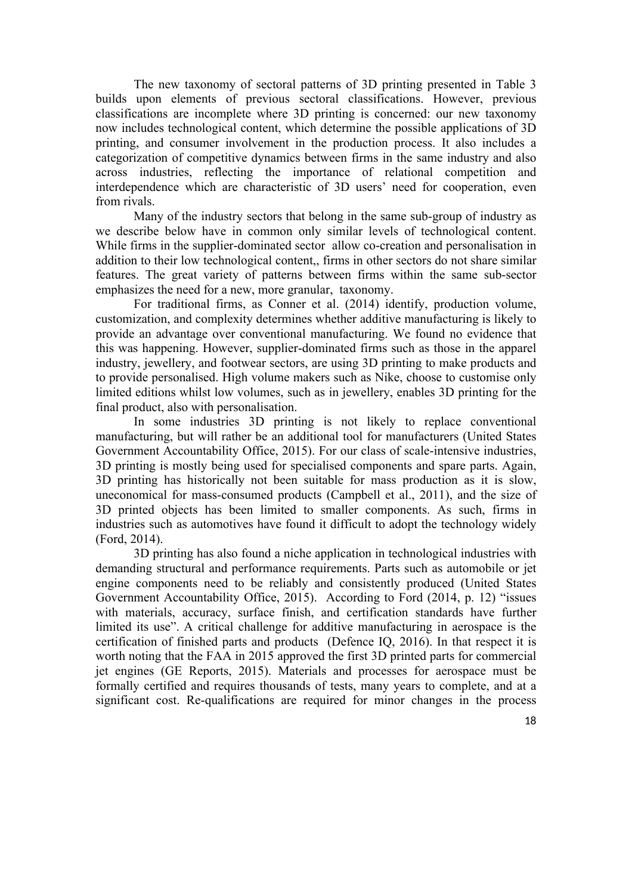The new taxonomy of sectoral patterns of 3D printing presented in Table 3 builds upon elements of previous sectoral classifications. However, previous classifications are incomplete where 3D printing is concerned: our new taxonomy now includes technological content, which determine the possible applications of 3D printing, and consumer involvement in the production process. It also includes a categorization of competitive dynamics between firms in the same industry and also across industries, reflecting the importance of relational competition and interdependence which are characteristic of 3D users' need for cooperation, even from rivals.

Many of the industry sectors that belong in the same sub-group of industry as we describe below have in common only similar levels of technological content. While firms in the supplier-dominated sector allow co-creation and personalisation in addition to their low technological content,, firms in other sectors do not share similar features. The great variety of patterns between firms within the same sub-sector emphasizes the need for a new, more granular, taxonomy.

For traditional firms, as Conner et al. (2014) identify, production volume, customization, and complexity determines whether additive manufacturing is likely to provide an advantage over conventional manufacturing. We found no evidence that this was happening. However, supplier-dominated firms such as those in the apparel industry, jewellery, and footwear sectors, are using 3D printing to make products and to provide personalised. High volume makers such as Nike, choose to customise only limited editions whilst low volumes, such as in jewellery, enables 3D printing for the final product, also with personalisation.

In some industries 3D printing is not likely to replace conventional manufacturing, but will rather be an additional tool for manufacturers (United States Government Accountability Office, 2015). For our class of scale-intensive industries, 3D printing is mostly being used for specialised components and spare parts. Again, 3D printing has historically not been suitable for mass production as it is slow, uneconomical for mass-consumed products (Campbell et al., 2011), and the size of 3D printed objects has been limited to smaller components. As such, firms in industries such as automotives have found it difficult to adopt the technology widely (Ford, 2014).

3D printing has also found a niche application in technological industries with demanding structural and performance requirements. Parts such as automobile or jet engine components need to be reliably and consistently produced (United States Government Accountability Office, 2015). According to Ford (2014, p. 12) "issues with materials, accuracy, surface finish, and certification standards have further limited its use". A critical challenge for additive manufacturing in aerospace is the certification of finished parts and products (Defence IQ, 2016). In that respect it is worth noting that the FAA in 2015 approved the first 3D printed parts for commercial jet engines (GE Reports, 2015). Materials and processes for aerospace must be formally certified and requires thousands of tests, many years to complete, and at a significant cost. Re-qualifications are required for minor changes in the process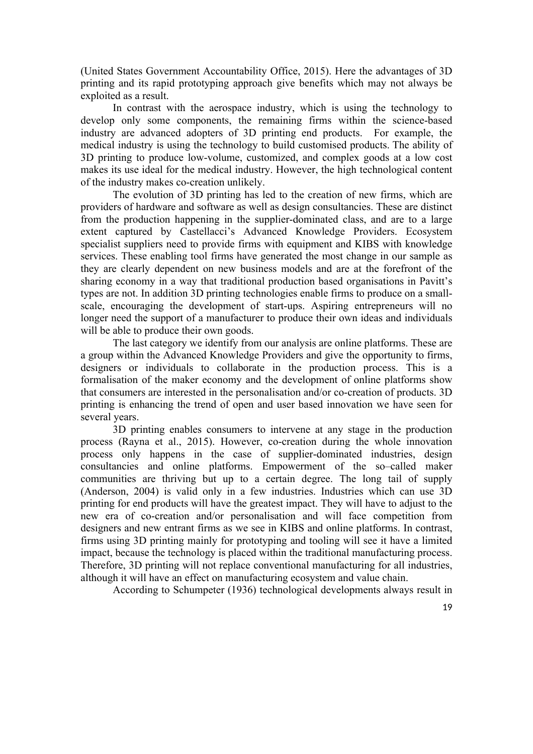(United States Government Accountability Office, 2015). Here the advantages of 3D printing and its rapid prototyping approach give benefits which may not always be exploited as a result.

In contrast with the aerospace industry, which is using the technology to develop only some components, the remaining firms within the science-based industry are advanced adopters of 3D printing end products. For example, the medical industry is using the technology to build customised products. The ability of 3D printing to produce low-volume, customized, and complex goods at a low cost makes its use ideal for the medical industry. However, the high technological content of the industry makes co-creation unlikely.

The evolution of 3D printing has led to the creation of new firms, which are providers of hardware and software as well as design consultancies. These are distinct from the production happening in the supplier-dominated class, and are to a large extent captured by Castellacci's Advanced Knowledge Providers. Ecosystem specialist suppliers need to provide firms with equipment and KIBS with knowledge services. These enabling tool firms have generated the most change in our sample as they are clearly dependent on new business models and are at the forefront of the sharing economy in a way that traditional production based organisations in Pavitt's types are not. In addition 3D printing technologies enable firms to produce on a small-scale, encouraging the development of start-ups. Aspiring entrepreneurs will no longer need the support of a manufacturer to produce their own ideas and individuals will be able to produce their own goods.

The last category we identify from our analysis are online platforms. These are a group within the Advanced Knowledge Providers and give the opportunity to firms, designers or individuals to collaborate in the production process. This is a formalisation of the maker economy and the development of online platforms show that consumers are interested in the personalisation and/or co-creation of products. 3D printing is enhancing the trend of open and user based innovation we have seen for several years.

3D printing enables consumers to intervene at any stage in the production process (Rayna et al., 2015). However, co-creation during the whole innovation process only happens in the case of supplier-dominated industries, design consultancies and online platforms. Empowerment of the so–called maker communities are thriving but up to a certain degree. The long tail of supply (Anderson, 2004) is valid only in a few industries. Industries which can use 3D printing for end products will have the greatest impact. They will have to adjust to the new era of co-creation and/or personalisation and will face competition from designers and new entrant firms as we see in KIBS and online platforms. In contrast, firms using 3D printing mainly for prototyping and tooling will see it have a limited impact, because the technology is placed within the traditional manufacturing process. Therefore, 3D printing will not replace conventional manufacturing for all industries, although it will have an effect on manufacturing ecosystem and value chain.

According to Schumpeter (1936) technological developments always result in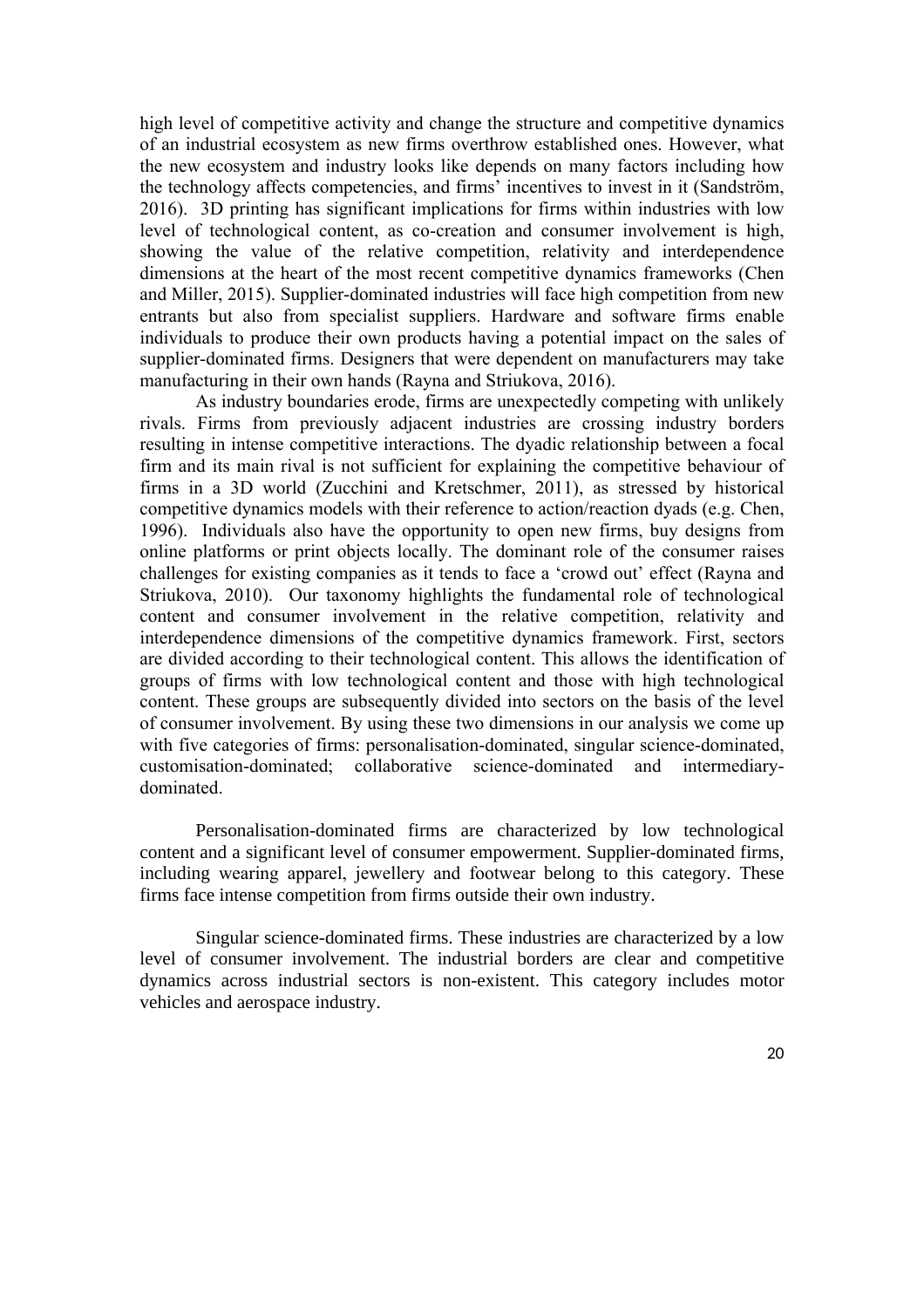high level of competitive activity and change the structure and competitive dynamics of an industrial ecosystem as new firms overthrow established ones. However, what the new ecosystem and industry looks like depends on many factors including how the technology affects competencies, and firms' incentives to invest in it (Sandström, 2016). 3D printing has significant implications for firms within industries with low level of technological content, as co-creation and consumer involvement is high, showing the value of the relative competition, relativity and interdependence dimensions at the heart of the most recent competitive dynamics frameworks (Chen and Miller, 2015). Supplier-dominated industries will face high competition from new entrants but also from specialist suppliers. Hardware and software firms enable individuals to produce their own products having a potential impact on the sales of supplier-dominated firms. Designers that were dependent on manufacturers may take manufacturing in their own hands (Rayna and Striukova, 2016).

As industry boundaries erode, firms are unexpectedly competing with unlikely rivals. Firms from previously adjacent industries are crossing industry borders resulting in intense competitive interactions. The dyadic relationship between a focal firm and its main rival is not sufficient for explaining the competitive behaviour of firms in a 3D world (Zucchini and Kretschmer, 2011), as stressed by historical competitive dynamics models with their reference to action/reaction dyads (e.g. Chen, 1996). Individuals also have the opportunity to open new firms, buy designs from online platforms or print objects locally. The dominant role of the consumer raises challenges for existing companies as it tends to face a 'crowd out' effect (Rayna and Striukova, 2010). Our taxonomy highlights the fundamental role of technological content and consumer involvement in the relative competition, relativity and interdependence dimensions of the competitive dynamics framework. First, sectors are divided according to their technological content. This allows the identification of groups of firms with low technological content and those with high technological content. These groups are subsequently divided into sectors on the basis of the level of consumer involvement. By using these two dimensions in our analysis we come up with five categories of firms: personalisation-dominated, singular science-dominated, customisation-dominated; collaborative science-dominated and intermediary-dominated.

Personalisation-dominated firms are characterized by low technological content and a significant level of consumer empowerment. Supplier-dominated firms, including wearing apparel, jewellery and footwear belong to this category. These firms face intense competition from firms outside their own industry.

Singular science-dominated firms. These industries are characterized by a low level of consumer involvement. The industrial borders are clear and competitive dynamics across industrial sectors is non-existent. This category includes motor vehicles and aerospace industry.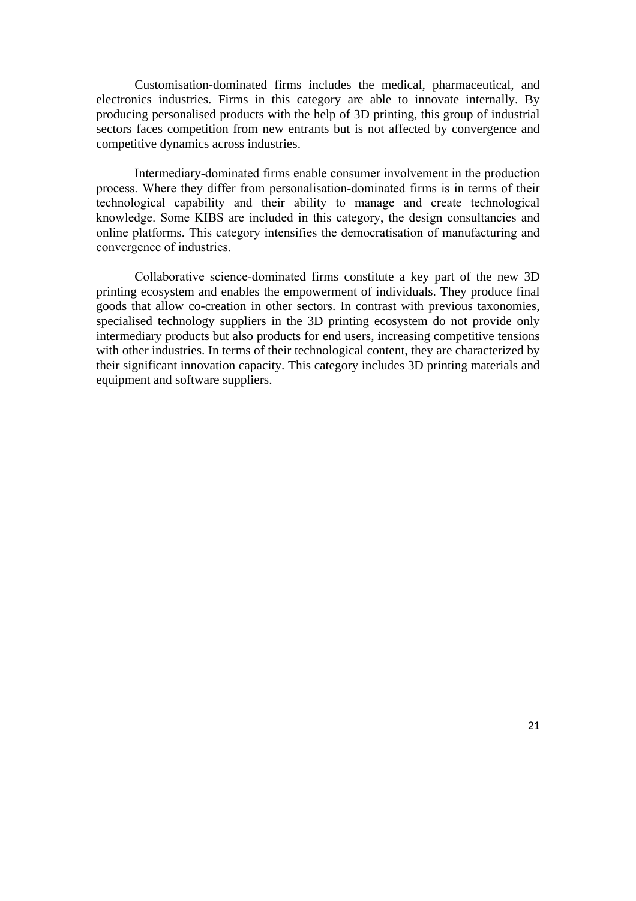Customisation-dominated firms includes the medical, pharmaceutical, and electronics industries. Firms in this category are able to innovate internally. By producing personalised products with the help of 3D printing, this group of industrial sectors faces competition from new entrants but is not affected by convergence and competitive dynamics across industries.

Intermediary-dominated firms enable consumer involvement in the production process. Where they differ from personalisation-dominated firms is in terms of their technological capability and their ability to manage and create technological knowledge. Some KIBS are included in this category, the design consultancies and online platforms. This category intensifies the democratisation of manufacturing and convergence of industries.

Collaborative science-dominated firms constitute a key part of the new 3D printing ecosystem and enables the empowerment of individuals. They produce final goods that allow co-creation in other sectors. In contrast with previous taxonomies, specialised technology suppliers in the 3D printing ecosystem do not provide only intermediary products but also products for end users, increasing competitive tensions with other industries. In terms of their technological content, they are characterized by their significant innovation capacity. This category includes 3D printing materials and equipment and software suppliers.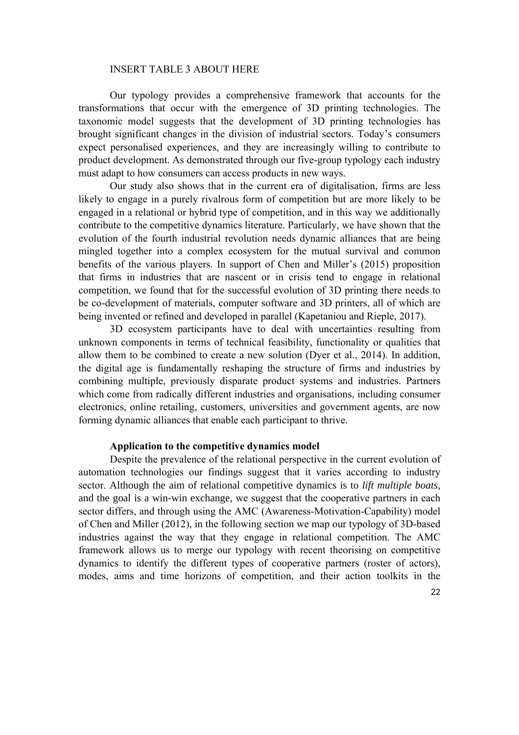INSERT TABLE 3 ABOUT HERE

Our typology provides a comprehensive framework that accounts for the transformations that occur with the emergence of 3D printing technologies. The taxonomic model suggests that the development of 3D printing technologies has brought significant changes in the division of industrial sectors. Today's consumers expect personalised experiences, and they are increasingly willing to contribute to product development. As demonstrated through our five-group typology each industry must adapt to how consumers can access products in new ways.

Our study also shows that in the current era of digitalisation, firms are less likely to engage in a purely rivalrous form of competition but are more likely to be engaged in a relational or hybrid type of competition, and in this way we additionally contribute to the competitive dynamics literature. Particularly, we have shown that the evolution of the fourth industrial revolution needs dynamic alliances that are being mingled together into a complex ecosystem for the mutual survival and common benefits of the various players. In support of Chen and Miller's (2015) proposition that firms in industries that are nascent or in crisis tend to engage in relational competition, we found that for the successful evolution of 3D printing there needs to be co-development of materials, computer software and 3D printers, all of which are being invented or refined and developed in parallel (Kapetaniou and Rieple, 2017).

3D ecosystem participants have to deal with uncertainties resulting from unknown components in terms of technical feasibility, functionality or qualities that allow them to be combined to create a new solution (Dyer et al., 2014). In addition, the digital age is fundamentally reshaping the structure of firms and industries by combining multiple, previously disparate product systems and industries. Partners which come from radically different industries and organisations, including consumer electronics, online retailing, customers, universities and government agents, are now forming dynamic alliances that enable each participant to thrive.

**Application to the competitive dynamics model**

Despite the prevalence of the relational perspective in the current evolution of automation technologies our findings suggest that it varies according to industry sector. Although the aim of relational competitive dynamics is to *lift multiple boats,* and the goal is a win-win exchange, we suggest that the cooperative partners in each sector differs, and through using the AMC (Awareness-Motivation-Capability) model of Chen and Miller (2012), in the following section we map our typology of 3D-based industries against the way that they engage in relational competition. The AMC framework allows us to merge our typology with recent theorising on competitive dynamics to identify the different types of cooperative partners (roster of actors), modes, aims and time horizons of competition, and their action toolkits in the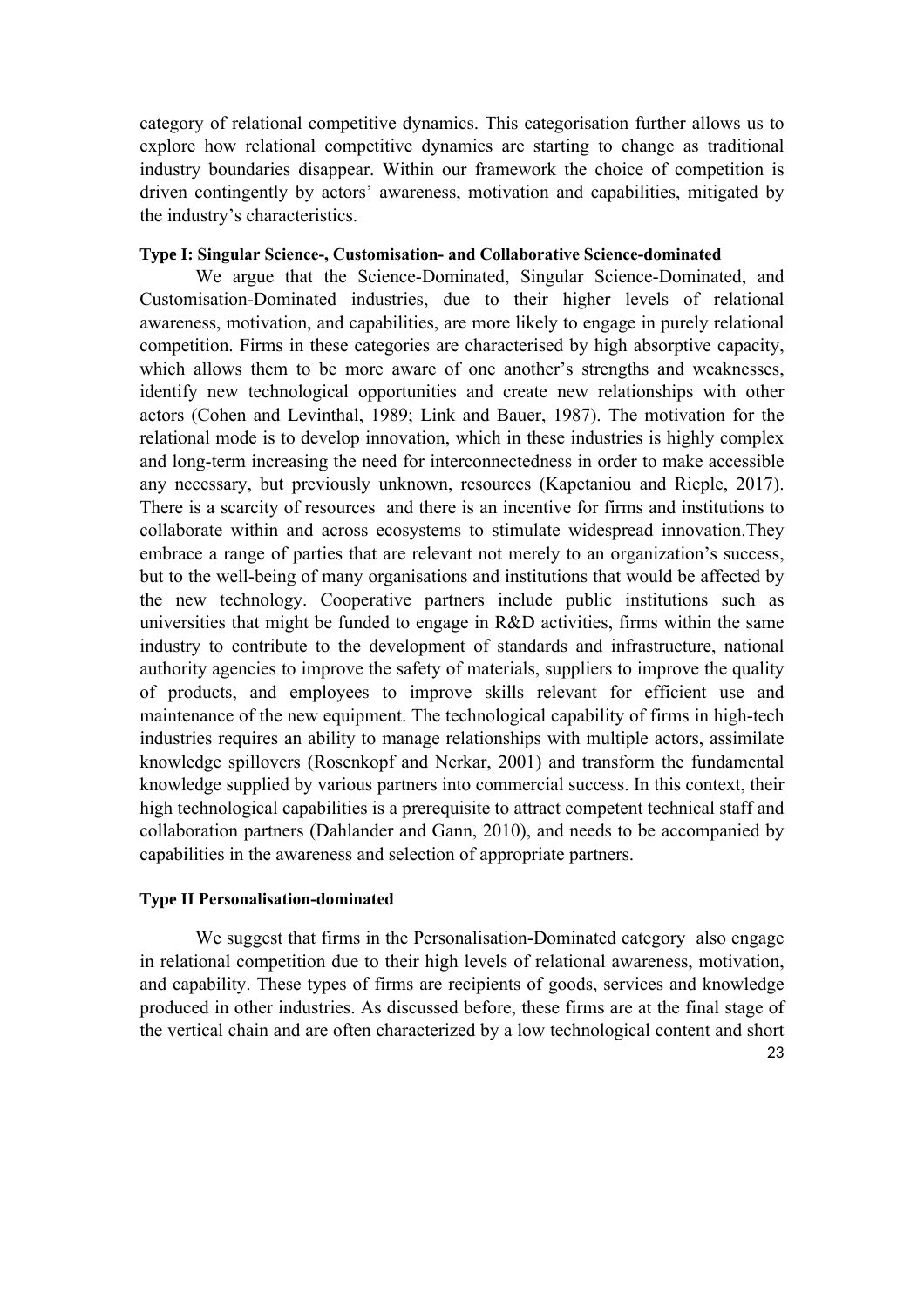category of relational competitive dynamics. This categorisation further allows us to explore how relational competitive dynamics are starting to change as traditional industry boundaries disappear. Within our framework the choice of competition is driven contingently by actors' awareness, motivation and capabilities, mitigated by the industry's characteristics.

**Type I: Singular Science-, Customisation- and Collaborative Science-dominated**

We argue that the Science-Dominated, Singular Science-Dominated, and Customisation-Dominated industries, due to their higher levels of relational awareness, motivation, and capabilities, are more likely to engage in purely relational competition. Firms in these categories are characterised by high absorptive capacity, which allows them to be more aware of one another's strengths and weaknesses, identify new technological opportunities and create new relationships with other actors (Cohen and Levinthal, 1989; Link and Bauer, 1987). The motivation for the relational mode is to develop innovation, which in these industries is highly complex and long-term increasing the need for interconnectedness in order to make accessible any necessary, but previously unknown, resources (Kapetaniou and Rieple, 2017). There is a scarcity of resources and there is an incentive for firms and institutions to collaborate within and across ecosystems to stimulate widespread innovation.They embrace a range of parties that are relevant not merely to an organization's success, but to the well-being of many organisations and institutions that would be affected by the new technology. Cooperative partners include public institutions such as universities that might be funded to engage in R&D activities, firms within the same industry to contribute to the development of standards and infrastructure, national authority agencies to improve the safety of materials, suppliers to improve the quality of products, and employees to improve skills relevant for efficient use and maintenance of the new equipment. The technological capability of firms in high-tech industries requires an ability to manage relationships with multiple actors, assimilate knowledge spillovers (Rosenkopf and Nerkar, 2001) and transform the fundamental knowledge supplied by various partners into commercial success. In this context, their high technological capabilities is a prerequisite to attract competent technical staff and collaboration partners (Dahlander and Gann, 2010), and needs to be accompanied by capabilities in the awareness and selection of appropriate partners.

**Type II Personalisation-dominated**

We suggest that firms in the Personalisation-Dominated category also engage in relational competition due to their high levels of relational awareness, motivation, and capability. These types of firms are recipients of goods, services and knowledge produced in other industries. As discussed before, these firms are at the final stage of the vertical chain and are often characterized by a low technological content and short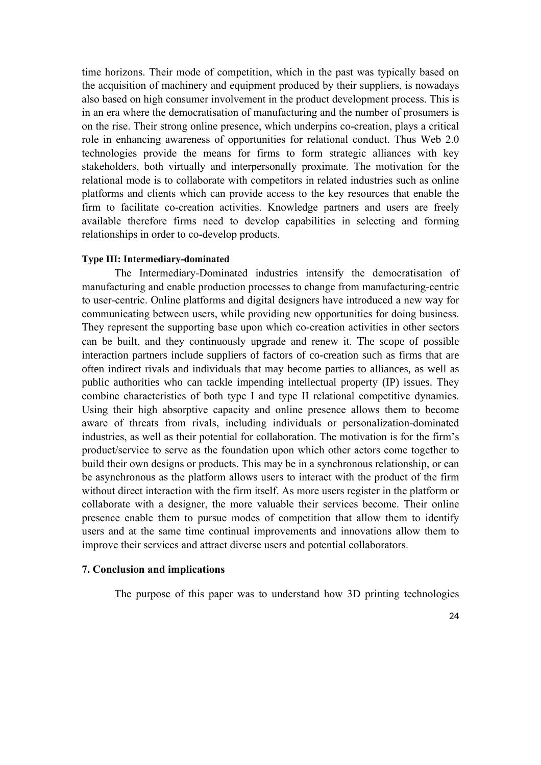time horizons. Their mode of competition, which in the past was typically based on the acquisition of machinery and equipment produced by their suppliers, is nowadays also based on high consumer involvement in the product development process. This is in an era where the democratisation of manufacturing and the number of prosumers is on the rise. Their strong online presence, which underpins co-creation, plays a critical role in enhancing awareness of opportunities for relational conduct. Thus Web 2.0 technologies provide the means for firms to form strategic alliances with key stakeholders, both virtually and interpersonally proximate. The motivation for the relational mode is to collaborate with competitors in related industries such as online platforms and clients which can provide access to the key resources that enable the firm to facilitate co-creation activities. Knowledge partners and users are freely available therefore firms need to develop capabilities in selecting and forming relationships in order to co-develop products.

#### Type III: Intermediary-dominated

The Intermediary-Dominated industries intensify the democratisation of manufacturing and enable production processes to change from manufacturing-centric to user-centric. Online platforms and digital designers have introduced a new way for communicating between users, while providing new opportunities for doing business. They represent the supporting base upon which co-creation activities in other sectors can be built, and they continuously upgrade and renew it. The scope of possible interaction partners include suppliers of factors of co-creation such as firms that are often indirect rivals and individuals that may become parties to alliances, as well as public authorities who can tackle impending intellectual property (IP) issues. They combine characteristics of both type I and type II relational competitive dynamics. Using their high absorptive capacity and online presence allows them to become aware of threats from rivals, including individuals or personalization-dominated industries, as well as their potential for collaboration. The motivation is for the firm's product/service to serve as the foundation upon which other actors come together to build their own designs or products. This may be in a synchronous relationship, or can be asynchronous as the platform allows users to interact with the product of the firm without direct interaction with the firm itself. As more users register in the platform or collaborate with a designer, the more valuable their services become. Their online presence enable them to pursue modes of competition that allow them to identify users and at the same time continual improvements and innovations allow them to improve their services and attract diverse users and potential collaborators.

## 7. Conclusion and implications

The purpose of this paper was to understand how 3D printing technologies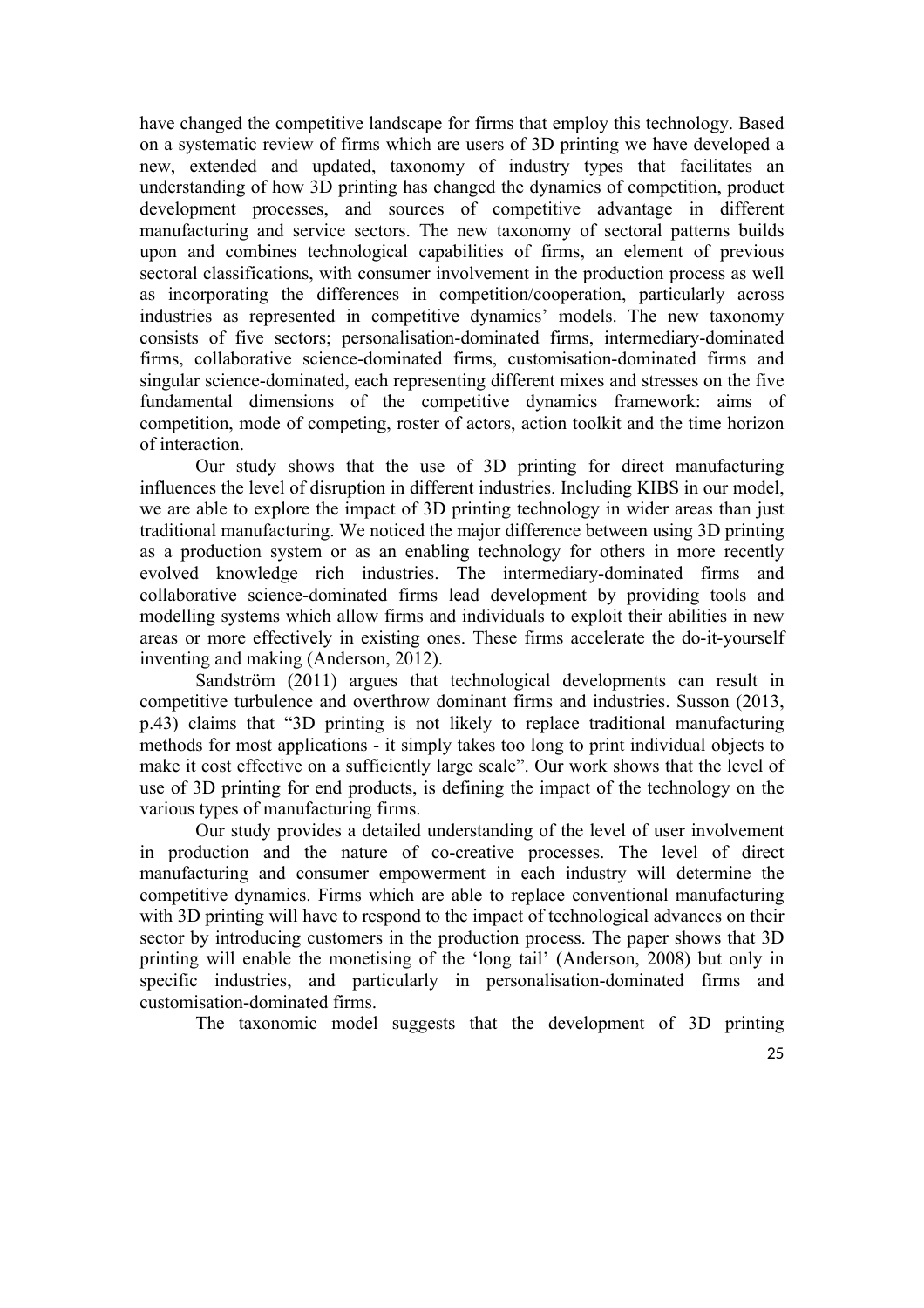have changed the competitive landscape for firms that employ this technology. Based on a systematic review of firms which are users of 3D printing we have developed a new, extended and updated, taxonomy of industry types that facilitates an understanding of how 3D printing has changed the dynamics of competition, product development processes, and sources of competitive advantage in different manufacturing and service sectors. The new taxonomy of sectoral patterns builds upon and combines technological capabilities of firms, an element of previous sectoral classifications, with consumer involvement in the production process as well as incorporating the differences in competition/cooperation, particularly across industries as represented in competitive dynamics' models. The new taxonomy consists of five sectors; personalisation-dominated firms, intermediary-dominated firms, collaborative science-dominated firms, customisation-dominated firms and singular science-dominated, each representing different mixes and stresses on the five fundamental dimensions of the competitive dynamics framework: aims of competition, mode of competing, roster of actors, action toolkit and the time horizon of interaction.

Our study shows that the use of 3D printing for direct manufacturing influences the level of disruption in different industries. Including KIBS in our model, we are able to explore the impact of 3D printing technology in wider areas than just traditional manufacturing. We noticed the major difference between using 3D printing as a production system or as an enabling technology for others in more recently evolved knowledge rich industries. The intermediary-dominated firms and collaborative science-dominated firms lead development by providing tools and modelling systems which allow firms and individuals to exploit their abilities in new areas or more effectively in existing ones. These firms accelerate the do-it-yourself inventing and making (Anderson, 2012).

Sandström (2011) argues that technological developments can result in competitive turbulence and overthrow dominant firms and industries. Susson (2013, p.43) claims that "3D printing is not likely to replace traditional manufacturing methods for most applications - it simply takes too long to print individual objects to make it cost effective on a sufficiently large scale". Our work shows that the level of use of 3D printing for end products, is defining the impact of the technology on the various types of manufacturing firms.

Our study provides a detailed understanding of the level of user involvement in production and the nature of co-creative processes. The level of direct manufacturing and consumer empowerment in each industry will determine the competitive dynamics. Firms which are able to replace conventional manufacturing with 3D printing will have to respond to the impact of technological advances on their sector by introducing customers in the production process. The paper shows that 3D printing will enable the monetising of the 'long tail' (Anderson, 2008) but only in specific industries, and particularly in personalisation-dominated firms and customisation-dominated firms.

The taxonomic model suggests that the development of 3D printing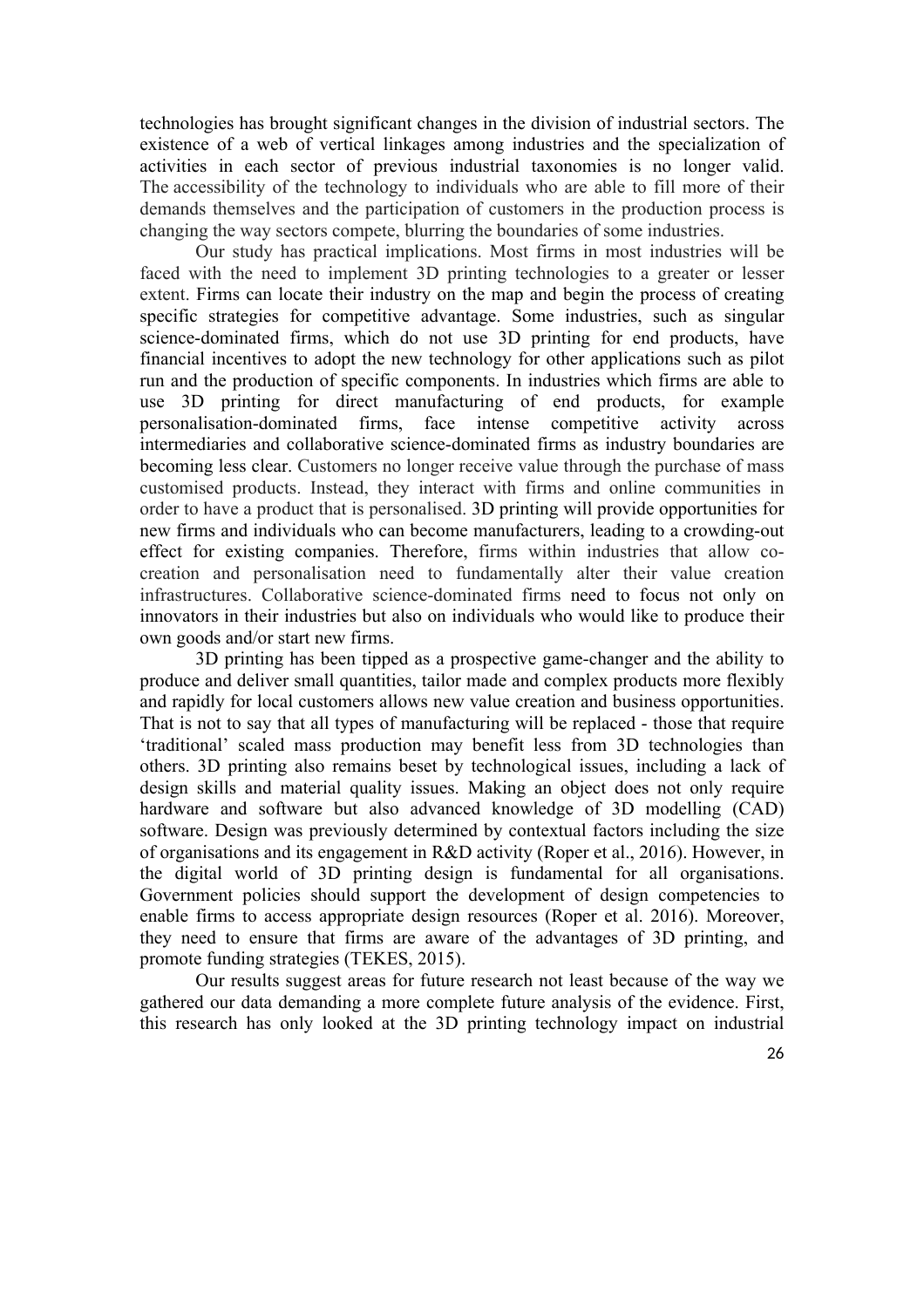technologies has brought significant changes in the division of industrial sectors. The existence of a web of vertical linkages among industries and the specialization of activities in each sector of previous industrial taxonomies is no longer valid. The accessibility of the technology to individuals who are able to fill more of their demands themselves and the participation of customers in the production process is changing the way sectors compete, blurring the boundaries of some industries.

Our study has practical implications. Most firms in most industries will be faced with the need to implement 3D printing technologies to a greater or lesser extent. Firms can locate their industry on the map and begin the process of creating specific strategies for competitive advantage. Some industries, such as singular science-dominated firms, which do not use 3D printing for end products, have financial incentives to adopt the new technology for other applications such as pilot run and the production of specific components. In industries which firms are able to use 3D printing for direct manufacturing of end products, for example personalisation-dominated firms, face intense competitive activity across intermediaries and collaborative science-dominated firms as industry boundaries are becoming less clear. Customers no longer receive value through the purchase of mass customised products. Instead, they interact with firms and online communities in order to have a product that is personalised. 3D printing will provide opportunities for new firms and individuals who can become manufacturers, leading to a crowding-out effect for existing companies. Therefore, firms within industries that allow co-creation and personalisation need to fundamentally alter their value creation infrastructures. Collaborative science-dominated firms need to focus not only on innovators in their industries but also on individuals who would like to produce their own goods and/or start new firms.

3D printing has been tipped as a prospective game-changer and the ability to produce and deliver small quantities, tailor made and complex products more flexibly and rapidly for local customers allows new value creation and business opportunities. That is not to say that all types of manufacturing will be replaced - those that require 'traditional' scaled mass production may benefit less from 3D technologies than others. 3D printing also remains beset by technological issues, including a lack of design skills and material quality issues. Making an object does not only require hardware and software but also advanced knowledge of 3D modelling (CAD) software. Design was previously determined by contextual factors including the size of organisations and its engagement in R&D activity (Roper et al., 2016). However, in the digital world of 3D printing design is fundamental for all organisations. Government policies should support the development of design competencies to enable firms to access appropriate design resources (Roper et al. 2016). Moreover, they need to ensure that firms are aware of the advantages of 3D printing, and promote funding strategies (TEKES, 2015).

Our results suggest areas for future research not least because of the way we gathered our data demanding a more complete future analysis of the evidence. First, this research has only looked at the 3D printing technology impact on industrial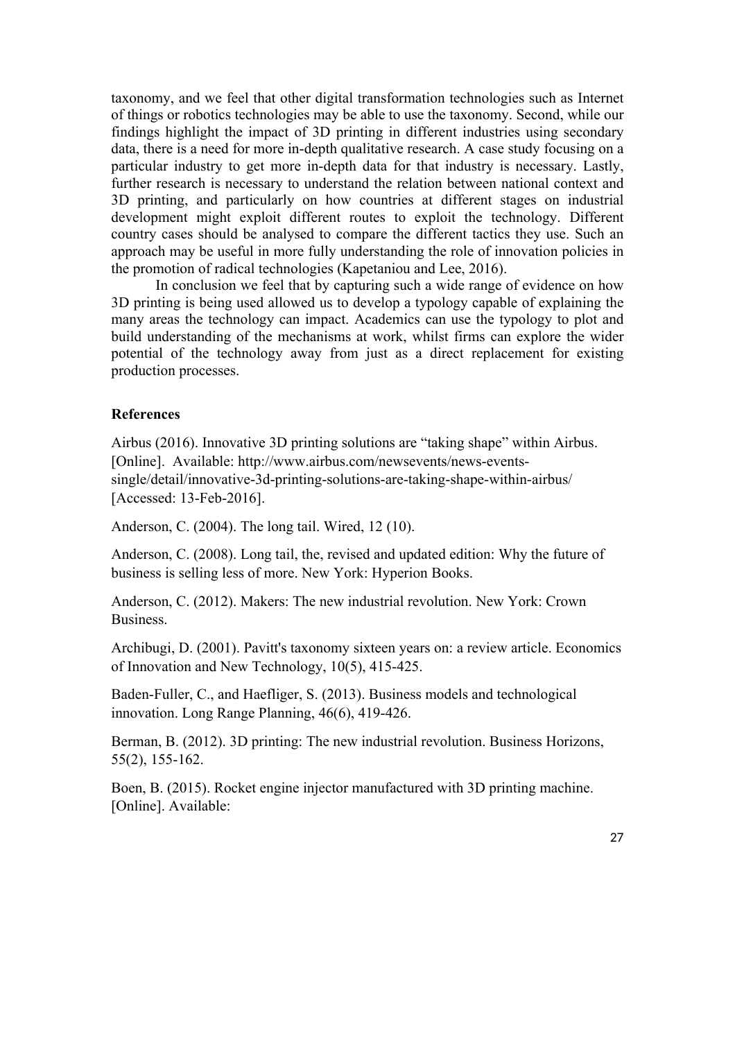taxonomy, and we feel that other digital transformation technologies such as Internet of things or robotics technologies may be able to use the taxonomy. Second, while our findings highlight the impact of 3D printing in different industries using secondary data, there is a need for more in-depth qualitative research. A case study focusing on a particular industry to get more in-depth data for that industry is necessary. Lastly, further research is necessary to understand the relation between national context and 3D printing, and particularly on how countries at different stages on industrial development might exploit different routes to exploit the technology. Different country cases should be analysed to compare the different tactics they use. Such an approach may be useful in more fully understanding the role of innovation policies in the promotion of radical technologies (Kapetaniou and Lee, 2016).

In conclusion we feel that by capturing such a wide range of evidence on how 3D printing is being used allowed us to develop a typology capable of explaining the many areas the technology can impact. Academics can use the typology to plot and build understanding of the mechanisms at work, whilst firms can explore the wider potential of the technology away from just as a direct replacement for existing production processes.

**References**

Airbus (2016). Innovative 3D printing solutions are "taking shape" within Airbus. [Online]. Available: http://www.airbus.com/newsevents/news-events-single/detail/innovative-3d-printing-solutions-are-taking-shape-within-airbus/ [Accessed: 13-Feb-2016].

Anderson, C. (2004). The long tail. Wired, 12 (10).

Anderson, C. (2008). Long tail, the, revised and updated edition: Why the future of business is selling less of more. New York: Hyperion Books.

Anderson, C. (2012). Makers: The new industrial revolution. New York: Crown Business.

Archibugi, D. (2001). Pavitt's taxonomy sixteen years on: a review article. Economics of Innovation and New Technology, 10(5), 415-425.

Baden-Fuller, C., and Haefliger, S. (2013). Business models and technological innovation. Long Range Planning, 46(6), 419-426.

Berman, B. (2012). 3D printing: The new industrial revolution. Business Horizons, 55(2), 155-162.

Boen, B. (2015). Rocket engine injector manufactured with 3D printing machine. [Online]. Available: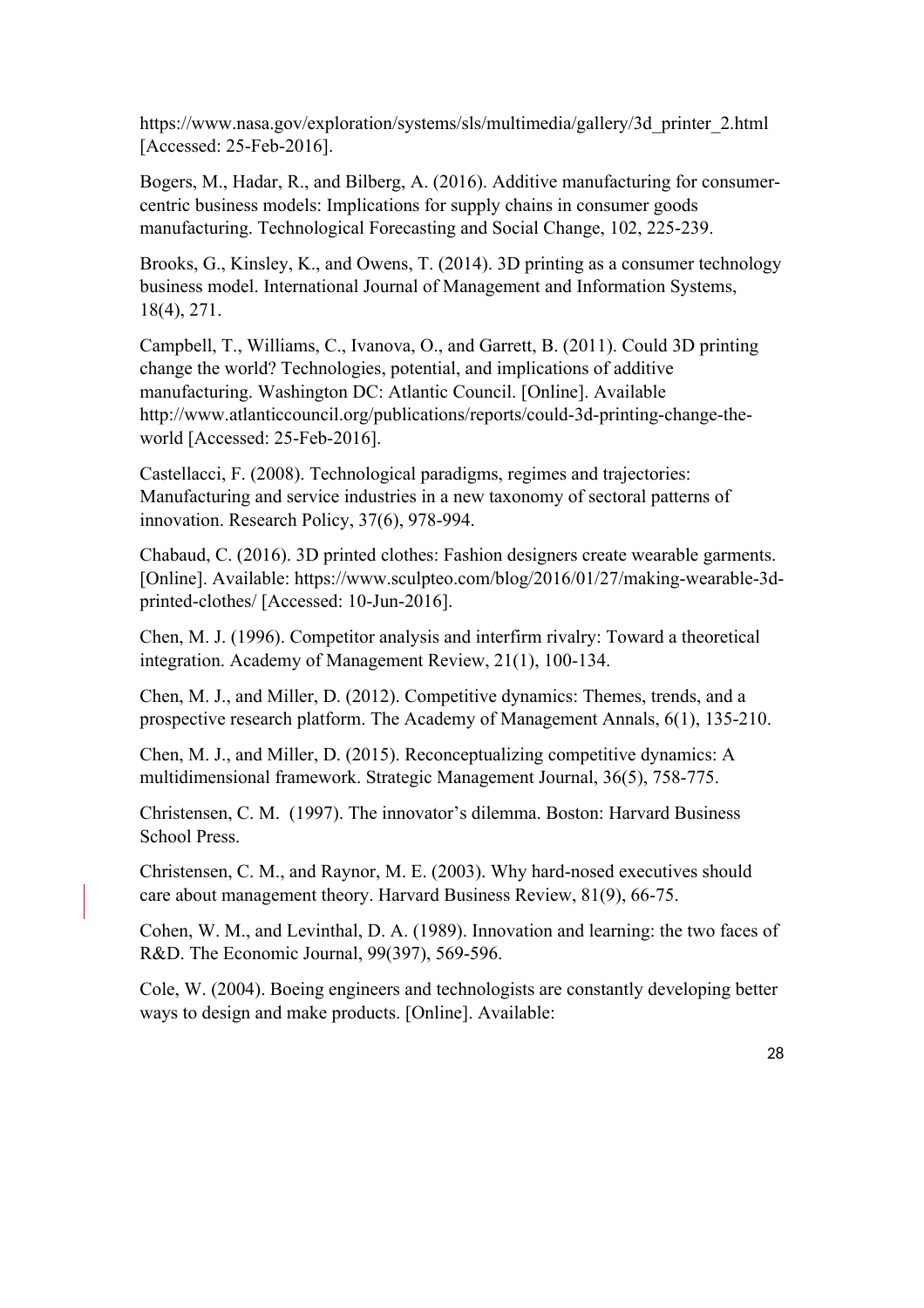https://www.nasa.gov/exploration/systems/sls/multimedia/gallery/3d_printer_2.html [Accessed: 25-Feb-2016].

Bogers, M., Hadar, R., and Bilberg, A. (2016). Additive manufacturing for consumer-centric business models: Implications for supply chains in consumer goods manufacturing. Technological Forecasting and Social Change, 102, 225-239.

Brooks, G., Kinsley, K., and Owens, T. (2014). 3D printing as a consumer technology business model. International Journal of Management and Information Systems, 18(4), 271.

Campbell, T., Williams, C., Ivanova, O., and Garrett, B. (2011). Could 3D printing change the world? Technologies, potential, and implications of additive manufacturing. Washington DC: Atlantic Council. [Online]. Available http://www.atlanticcouncil.org/publications/reports/could-3d-printing-change-the-world [Accessed: 25-Feb-2016].

Castellacci, F. (2008). Technological paradigms, regimes and trajectories: Manufacturing and service industries in a new taxonomy of sectoral patterns of innovation. Research Policy, 37(6), 978-994.

Chabaud, C. (2016). 3D printed clothes: Fashion designers create wearable garments. [Online]. Available: https://www.sculpteo.com/blog/2016/01/27/making-wearable-3d-printed-clothes/ [Accessed: 10-Jun-2016].

Chen, M. J. (1996). Competitor analysis and interfirm rivalry: Toward a theoretical integration. Academy of Management Review, 21(1), 100-134.

Chen, M. J., and Miller, D. (2012). Competitive dynamics: Themes, trends, and a prospective research platform. The Academy of Management Annals, 6(1), 135-210.

Chen, M. J., and Miller, D. (2015). Reconceptualizing competitive dynamics: A multidimensional framework. Strategic Management Journal, 36(5), 758-775.

Christensen, C. M. (1997). The innovator's dilemma. Boston: Harvard Business School Press.

Christensen, C. M., and Raynor, M. E. (2003). Why hard-nosed executives should care about management theory. Harvard Business Review, 81(9), 66-75.

Cohen, W. M., and Levinthal, D. A. (1989). Innovation and learning: the two faces of R&D. The Economic Journal, 99(397), 569-596.

Cole, W. (2004). Boeing engineers and technologists are constantly developing better ways to design and make products. [Online]. Available: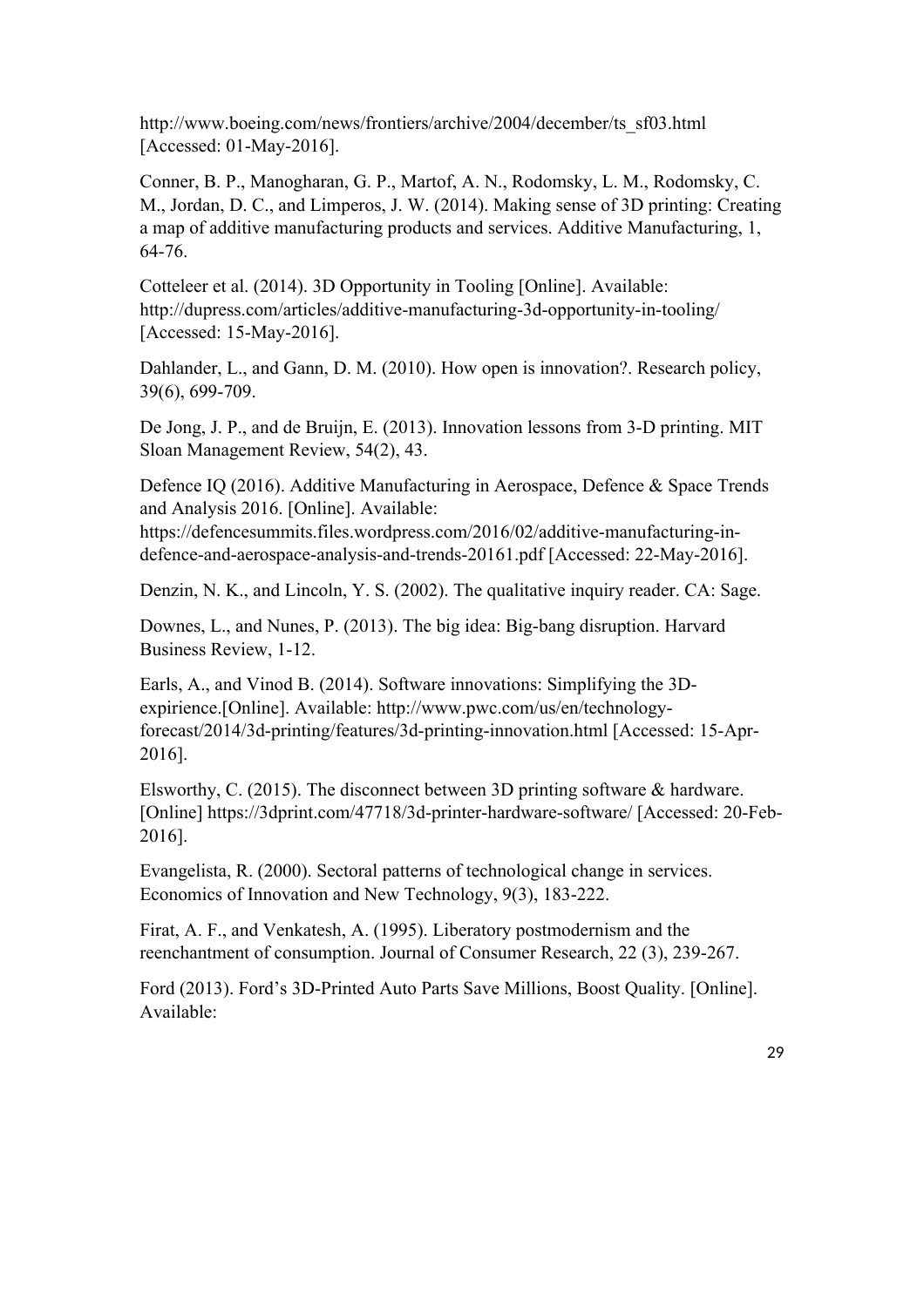http://www.boeing.com/news/frontiers/archive/2004/december/ts_sf03.html [Accessed: 01-May-2016].

Conner, B. P., Manogharan, G. P., Martof, A. N., Rodomsky, L. M., Rodomsky, C. M., Jordan, D. C., and Limperos, J. W. (2014). Making sense of 3D printing: Creating a map of additive manufacturing products and services. Additive Manufacturing, 1, 64-76.

Cotteleer et al. (2014). 3D Opportunity in Tooling [Online]. Available: http://dupress.com/articles/additive-manufacturing-3d-opportunity-in-tooling/ [Accessed: 15-May-2016].

Dahlander, L., and Gann, D. M. (2010). How open is innovation?. Research policy, 39(6), 699-709.

De Jong, J. P., and de Bruijn, E. (2013). Innovation lessons from 3-D printing. MIT Sloan Management Review, 54(2), 43.

Defence IQ (2016). Additive Manufacturing in Aerospace, Defence & Space Trends and Analysis 2016. [Online]. Available: https://defencesummits.files.wordpress.com/2016/02/additive-manufacturing-in-defence-and-aerospace-analysis-and-trends-20161.pdf [Accessed: 22-May-2016].

Denzin, N. K., and Lincoln, Y. S. (2002). The qualitative inquiry reader. CA: Sage.

Downes, L., and Nunes, P. (2013). The big idea: Big-bang disruption. Harvard Business Review, 1-12.

Earls, A., and Vinod B. (2014). Software innovations: Simplifying the 3D-expirience.[Online]. Available: http://www.pwc.com/us/en/technology-forecast/2014/3d-printing/features/3d-printing-innovation.html [Accessed: 15-Apr-2016].

Elsworthy, C. (2015). The disconnect between 3D printing software & hardware. [Online] https://3dprint.com/47718/3d-printer-hardware-software/ [Accessed: 20-Feb-2016].

Evangelista, R. (2000). Sectoral patterns of technological change in services. Economics of Innovation and New Technology, 9(3), 183-222.

Firat, A. F., and Venkatesh, A. (1995). Liberatory postmodernism and the reenchantment of consumption. Journal of Consumer Research, 22 (3), 239-267.

Ford (2013). Ford's 3D-Printed Auto Parts Save Millions, Boost Quality. [Online]. Available: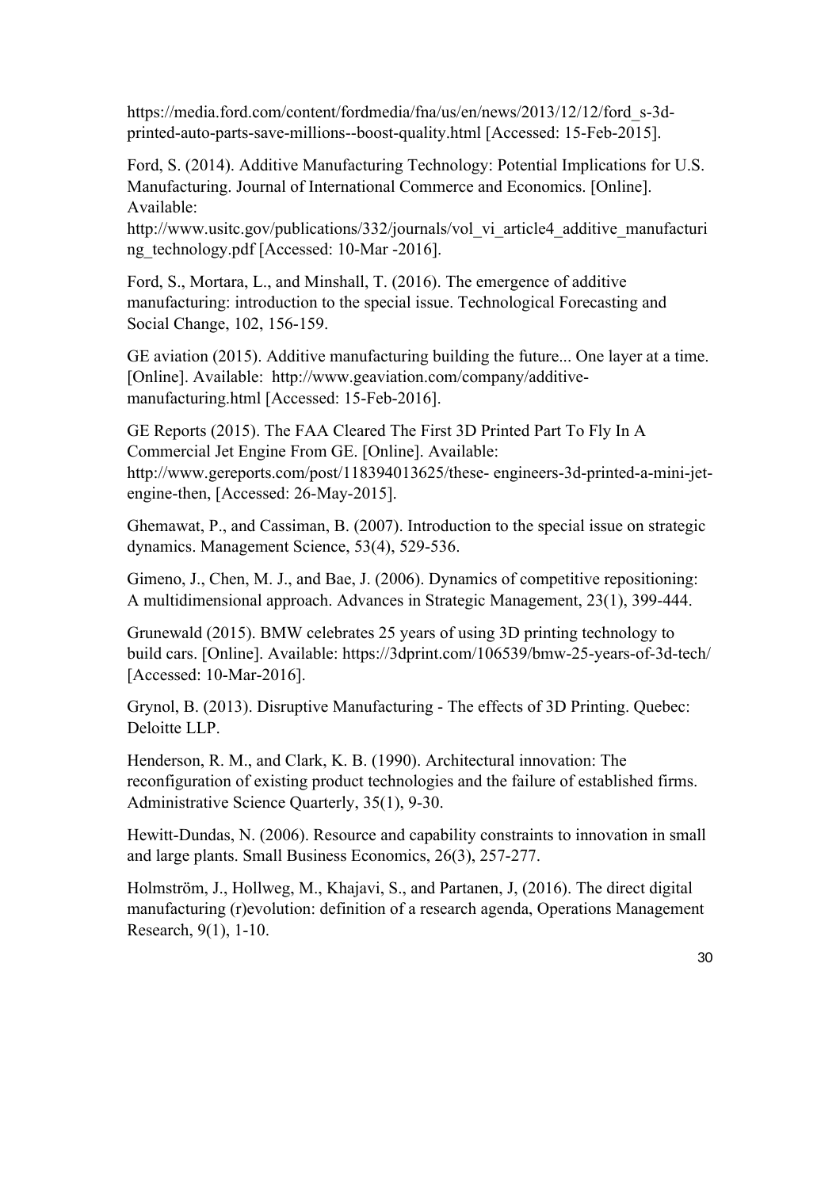https://media.ford.com/content/fordmedia/fna/us/en/news/2013/12/12/ford_s-3d-printed-auto-parts-save-millions--boost-quality.html [Accessed: 15-Feb-2015].

Ford, S. (2014). Additive Manufacturing Technology: Potential Implications for U.S. Manufacturing. Journal of International Commerce and Economics. [Online]. Available: http://www.usitc.gov/publications/332/journals/vol_vi_article4_additive_manufacturing_technology.pdf [Accessed: 10-Mar -2016].

Ford, S., Mortara, L., and Minshall, T. (2016). The emergence of additive manufacturing: introduction to the special issue. Technological Forecasting and Social Change, 102, 156-159.

GE aviation (2015). Additive manufacturing building the future... One layer at a time. [Online]. Available: http://www.geaviation.com/company/additive-manufacturing.html [Accessed: 15-Feb-2016].

GE Reports (2015). The FAA Cleared The First 3D Printed Part To Fly In A Commercial Jet Engine From GE. [Online]. Available: http://www.gereports.com/post/118394013625/these- engineers-3d-printed-a-mini-jet-engine-then, [Accessed: 26-May-2015].

Ghemawat, P., and Cassiman, B. (2007). Introduction to the special issue on strategic dynamics. Management Science, 53(4), 529-536.

Gimeno, J., Chen, M. J., and Bae, J. (2006). Dynamics of competitive repositioning: A multidimensional approach. Advances in Strategic Management, 23(1), 399-444.

Grunewald (2015). BMW celebrates 25 years of using 3D printing technology to build cars. [Online]. Available: https://3dprint.com/106539/bmw-25-years-of-3d-tech/ [Accessed: 10-Mar-2016].

Grynol, B. (2013). Disruptive Manufacturing - The effects of 3D Printing. Quebec: Deloitte LLP.

Henderson, R. M., and Clark, K. B. (1990). Architectural innovation: The reconfiguration of existing product technologies and the failure of established firms. Administrative Science Quarterly, 35(1), 9-30.

Hewitt-Dundas, N. (2006). Resource and capability constraints to innovation in small and large plants. Small Business Economics, 26(3), 257-277.

Holmström, J., Hollweg, M., Khajavi, S., and Partanen, J, (2016). The direct digital manufacturing (r)evolution: definition of a research agenda, Operations Management Research, 9(1), 1-10.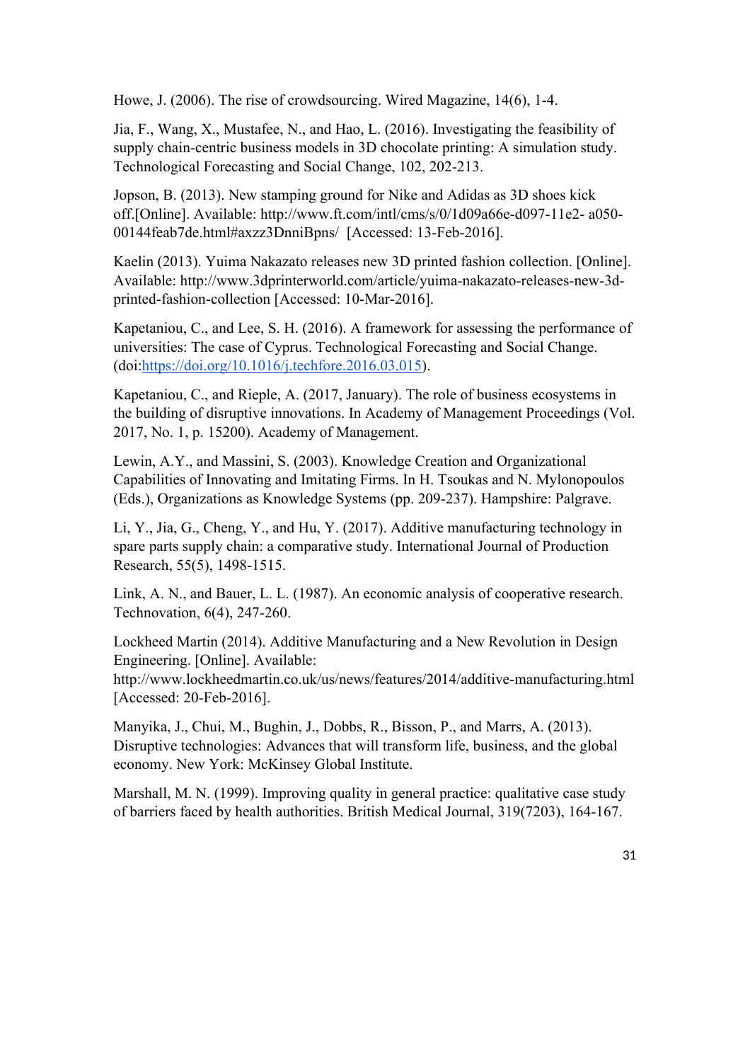Howe, J. (2006). The rise of crowdsourcing. Wired Magazine, 14(6), 1-4.

Jia, F., Wang, X., Mustafee, N., and Hao, L. (2016). Investigating the feasibility of supply chain-centric business models in 3D chocolate printing: A simulation study. Technological Forecasting and Social Change, 102, 202-213.

Jopson, B. (2013). New stamping ground for Nike and Adidas as 3D shoes kick off.[Online]. Available: http://www.ft.com/intl/cms/s/0/1d09a66e-d097-11e2- a050-00144feab7de.html#axzz3DnniBpns/ [Accessed: 13-Feb-2016].

Kaelin (2013). Yuima Nakazato releases new 3D printed fashion collection. [Online]. Available: http://www.3dprinterworld.com/article/yuima-nakazato-releases-new-3d-printed-fashion-collection [Accessed: 10-Mar-2016].

Kapetaniou, C., and Lee, S. H. (2016). A framework for assessing the performance of universities: The case of Cyprus. Technological Forecasting and Social Change. (doi:https://doi.org/10.1016/j.techfore.2016.03.015).

Kapetaniou, C., and Rieple, A. (2017, January). The role of business ecosystems in the building of disruptive innovations. In Academy of Management Proceedings (Vol. 2017, No. 1, p. 15200). Academy of Management.

Lewin, A.Y., and Massini, S. (2003). Knowledge Creation and Organizational Capabilities of Innovating and Imitating Firms. In H. Tsoukas and N. Mylonopoulos (Eds.), Organizations as Knowledge Systems (pp. 209-237). Hampshire: Palgrave.

Li, Y., Jia, G., Cheng, Y., and Hu, Y. (2017). Additive manufacturing technology in spare parts supply chain: a comparative study. International Journal of Production Research, 55(5), 1498-1515.

Link, A. N., and Bauer, L. L. (1987). An economic analysis of cooperative research. Technovation, 6(4), 247-260.

Lockheed Martin (2014). Additive Manufacturing and a New Revolution in Design Engineering. [Online]. Available: http://www.lockheedmartin.co.uk/us/news/features/2014/additive-manufacturing.html [Accessed: 20-Feb-2016].

Manyika, J., Chui, M., Bughin, J., Dobbs, R., Bisson, P., and Marrs, A. (2013). Disruptive technologies: Advances that will transform life, business, and the global economy. New York: McKinsey Global Institute.

Marshall, M. N. (1999). Improving quality in general practice: qualitative case study of barriers faced by health authorities. British Medical Journal, 319(7203), 164-167.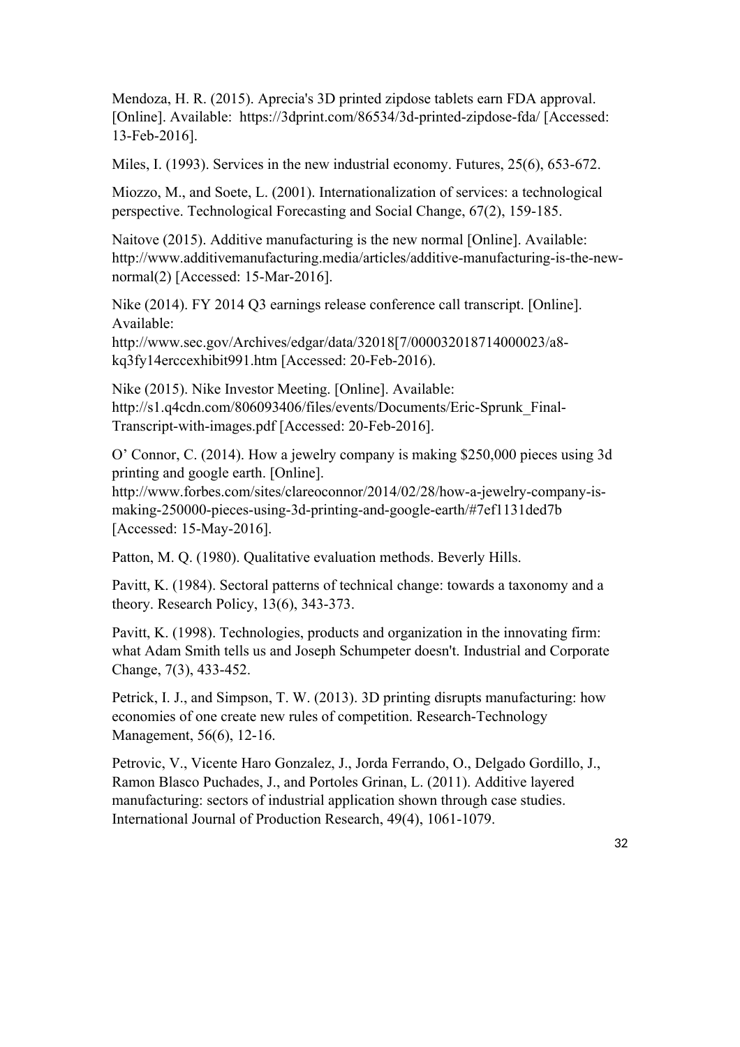Mendoza, H. R. (2015). Aprecia's 3D printed zipdose tablets earn FDA approval. [Online]. Available: https://3dprint.com/86534/3d-printed-zipdose-fda/ [Accessed: 13-Feb-2016].

Miles, I. (1993). Services in the new industrial economy. Futures, 25(6), 653-672.

Miozzo, M., and Soete, L. (2001). Internationalization of services: a technological perspective. Technological Forecasting and Social Change, 67(2), 159-185.

Naitove (2015). Additive manufacturing is the new normal [Online]. Available: http://www.additivemanufacturing.media/articles/additive-manufacturing-is-the-new-normal(2) [Accessed: 15-Mar-2016].

Nike (2014). FY 2014 Q3 earnings release conference call transcript. [Online]. Available: http://www.sec.gov/Archives/edgar/data/32018[7/000032018714000023/a8-kq3fy14erccexhibit991.htm [Accessed: 20-Feb-2016).

Nike (2015). Nike Investor Meeting. [Online]. Available: http://s1.q4cdn.com/806093406/files/events/Documents/Eric-Sprunk_Final-Transcript-with-images.pdf [Accessed: 20-Feb-2016].

O' Connor, C. (2014). How a jewelry company is making $250,000 pieces using 3d printing and google earth. [Online]. http://www.forbes.com/sites/clareoconnor/2014/02/28/how-a-jewelry-company-is-making-250000-pieces-using-3d-printing-and-google-earth/#7ef1131ded7b [Accessed: 15-May-2016].

Patton, M. Q. (1980). Qualitative evaluation methods. Beverly Hills.

Pavitt, K. (1984). Sectoral patterns of technical change: towards a taxonomy and a theory. Research Policy, 13(6), 343-373.

Pavitt, K. (1998). Technologies, products and organization in the innovating firm: what Adam Smith tells us and Joseph Schumpeter doesn't. Industrial and Corporate Change, 7(3), 433-452.

Petrick, I. J., and Simpson, T. W. (2013). 3D printing disrupts manufacturing: how economies of one create new rules of competition. Research-Technology Management, 56(6), 12-16.

Petrovic, V., Vicente Haro Gonzalez, J., Jorda Ferrando, O., Delgado Gordillo, J., Ramon Blasco Puchades, J., and Portoles Grinan, L. (2011). Additive layered manufacturing: sectors of industrial application shown through case studies. International Journal of Production Research, 49(4), 1061-1079.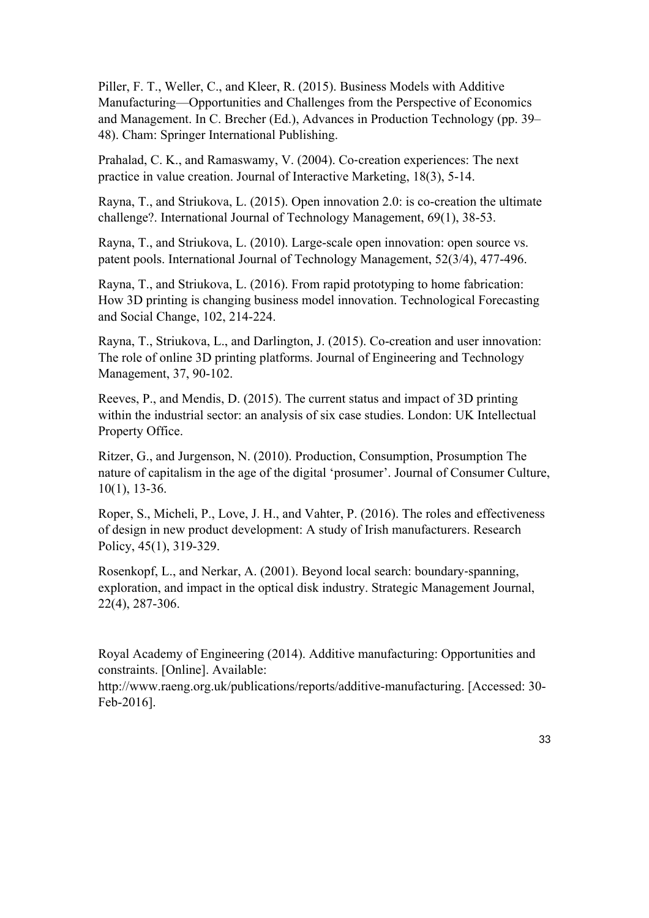Piller, F. T., Weller, C., and Kleer, R. (2015). Business Models with Additive Manufacturing—Opportunities and Challenges from the Perspective of Economics and Management. In C. Brecher (Ed.), Advances in Production Technology (pp. 39–48). Cham: Springer International Publishing.

Prahalad, C. K., and Ramaswamy, V. (2004). Co-creation experiences: The next practice in value creation. Journal of Interactive Marketing, 18(3), 5-14.

Rayna, T., and Striukova, L. (2015). Open innovation 2.0: is co-creation the ultimate challenge?. International Journal of Technology Management, 69(1), 38-53.

Rayna, T., and Striukova, L. (2010). Large-scale open innovation: open source vs. patent pools. International Journal of Technology Management, 52(3/4), 477-496.

Rayna, T., and Striukova, L. (2016). From rapid prototyping to home fabrication: How 3D printing is changing business model innovation. Technological Forecasting and Social Change, 102, 214-224.

Rayna, T., Striukova, L., and Darlington, J. (2015). Co-creation and user innovation: The role of online 3D printing platforms. Journal of Engineering and Technology Management, 37, 90-102.

Reeves, P., and Mendis, D. (2015). The current status and impact of 3D printing within the industrial sector: an analysis of six case studies. London: UK Intellectual Property Office.

Ritzer, G., and Jurgenson, N. (2010). Production, Consumption, Prosumption The nature of capitalism in the age of the digital 'prosumer'. Journal of Consumer Culture, 10(1), 13-36.

Roper, S., Micheli, P., Love, J. H., and Vahter, P. (2016). The roles and effectiveness of design in new product development: A study of Irish manufacturers. Research Policy, 45(1), 319-329.

Rosenkopf, L., and Nerkar, A. (2001). Beyond local search: boundary-spanning, exploration, and impact in the optical disk industry. Strategic Management Journal, 22(4), 287-306.

Royal Academy of Engineering (2014). Additive manufacturing: Opportunities and constraints. [Online]. Available: http://www.raeng.org.uk/publications/reports/additive-manufacturing. [Accessed: 30-Feb-2016].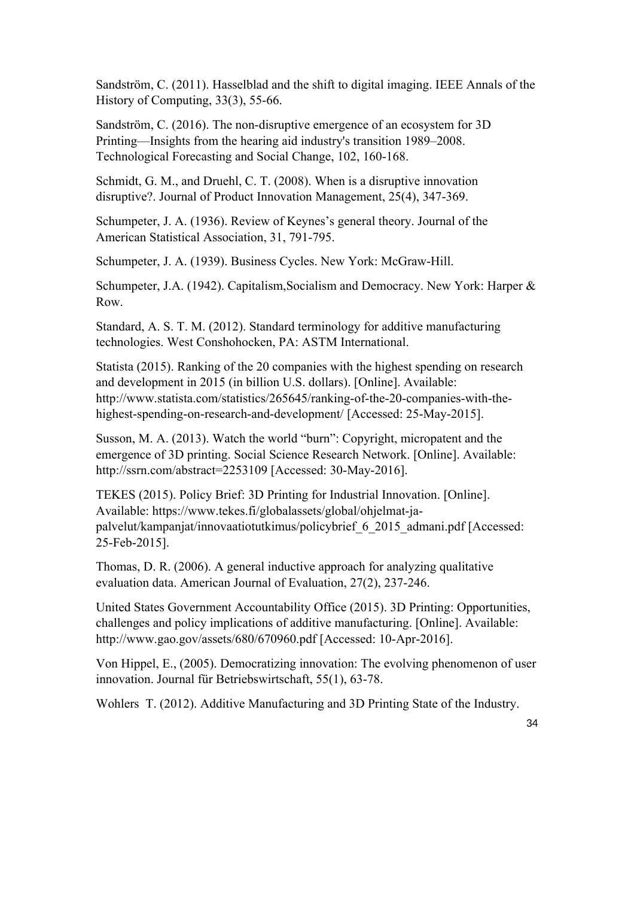Sandström, C. (2011). Hasselblad and the shift to digital imaging. IEEE Annals of the History of Computing, 33(3), 55-66.

Sandström, C. (2016). The non-disruptive emergence of an ecosystem for 3D Printing—Insights from the hearing aid industry's transition 1989–2008. Technological Forecasting and Social Change, 102, 160-168.

Schmidt, G. M., and Druehl, C. T. (2008). When is a disruptive innovation disruptive?. Journal of Product Innovation Management, 25(4), 347-369.

Schumpeter, J. A. (1936). Review of Keynes's general theory. Journal of the American Statistical Association, 31, 791-795.

Schumpeter, J. A. (1939). Business Cycles. New York: McGraw-Hill.

Schumpeter, J.A. (1942). Capitalism,Socialism and Democracy. New York: Harper & Row.

Standard, A. S. T. M. (2012). Standard terminology for additive manufacturing technologies. West Conshohocken, PA: ASTM International.

Statista (2015). Ranking of the 20 companies with the highest spending on research and development in 2015 (in billion U.S. dollars). [Online]. Available: http://www.statista.com/statistics/265645/ranking-of-the-20-companies-with-the-highest-spending-on-research-and-development/ [Accessed: 25-May-2015].

Susson, M. A. (2013). Watch the world "burn": Copyright, micropatent and the emergence of 3D printing. Social Science Research Network. [Online]. Available: http://ssrn.com/abstract=2253109 [Accessed: 30-May-2016].

TEKES (2015). Policy Brief: 3D Printing for Industrial Innovation. [Online]. Available: https://www.tekes.fi/globalassets/global/ohjelmat-ja-palvelut/kampanjat/innovaatiotutkimus/policybrief_6_2015_admani.pdf [Accessed: 25-Feb-2015].

Thomas, D. R. (2006). A general inductive approach for analyzing qualitative evaluation data. American Journal of Evaluation, 27(2), 237-246.

United States Government Accountability Office (2015). 3D Printing: Opportunities, challenges and policy implications of additive manufacturing. [Online]. Available: http://www.gao.gov/assets/680/670960.pdf [Accessed: 10-Apr-2016].

Von Hippel, E., (2005). Democratizing innovation: The evolving phenomenon of user innovation. Journal für Betriebswirtschaft, 55(1), 63-78.

Wohlers T. (2012). Additive Manufacturing and 3D Printing State of the Industry.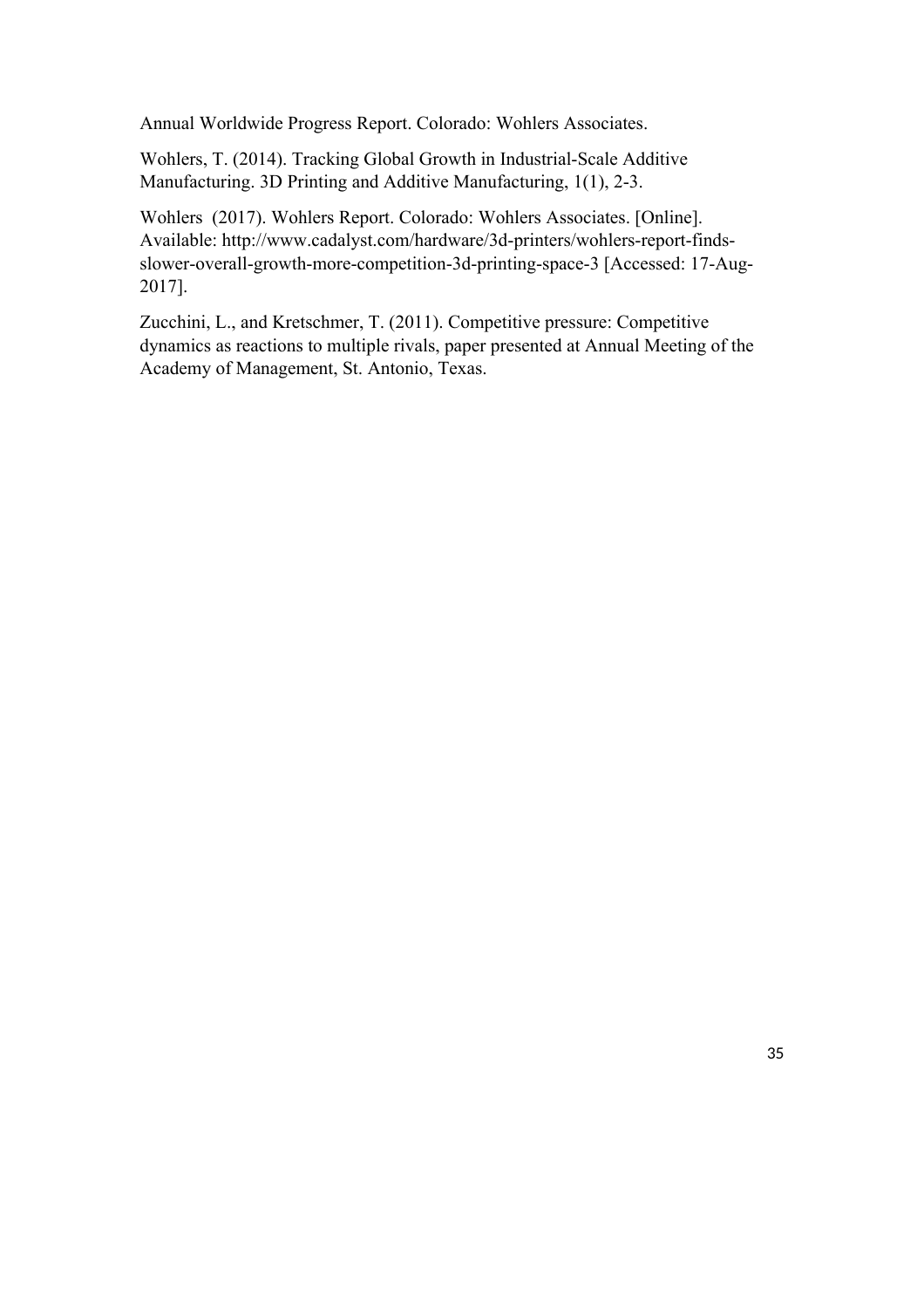Annual Worldwide Progress Report. Colorado: Wohlers Associates.

Wohlers, T. (2014). Tracking Global Growth in Industrial-Scale Additive Manufacturing. 3D Printing and Additive Manufacturing, 1(1), 2-3.

Wohlers (2017). Wohlers Report. Colorado: Wohlers Associates. [Online]. Available: http://www.cadalyst.com/hardware/3d-printers/wohlers-report-finds-slower-overall-growth-more-competition-3d-printing-space-3 [Accessed: 17-Aug-2017].

Zucchini, L., and Kretschmer, T. (2011). Competitive pressure: Competitive dynamics as reactions to multiple rivals, paper presented at Annual Meeting of the Academy of Management, St. Antonio, Texas.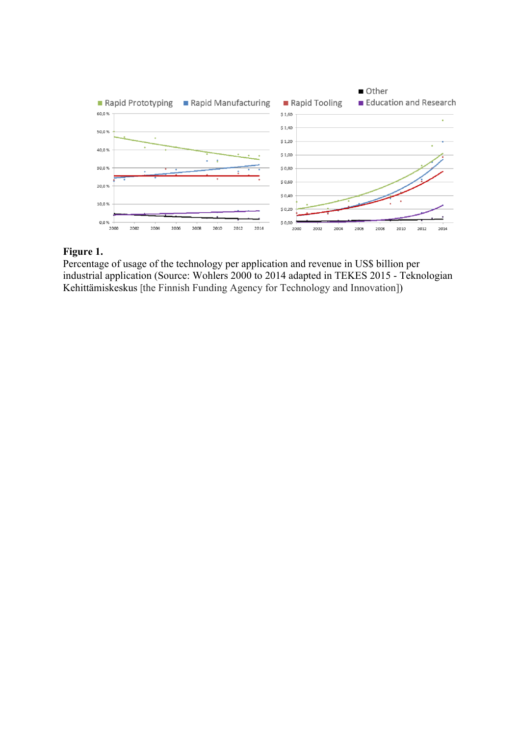**Figure 1.**
Percentage of usage of the technology per application and revenue in US$ billion per industrial application (Source: Wohlers 2000 to 2014 adapted in TEKES 2015 - Teknologian Kehittämiskeskus [the Finnish Funding Agency for Technology and Innovation])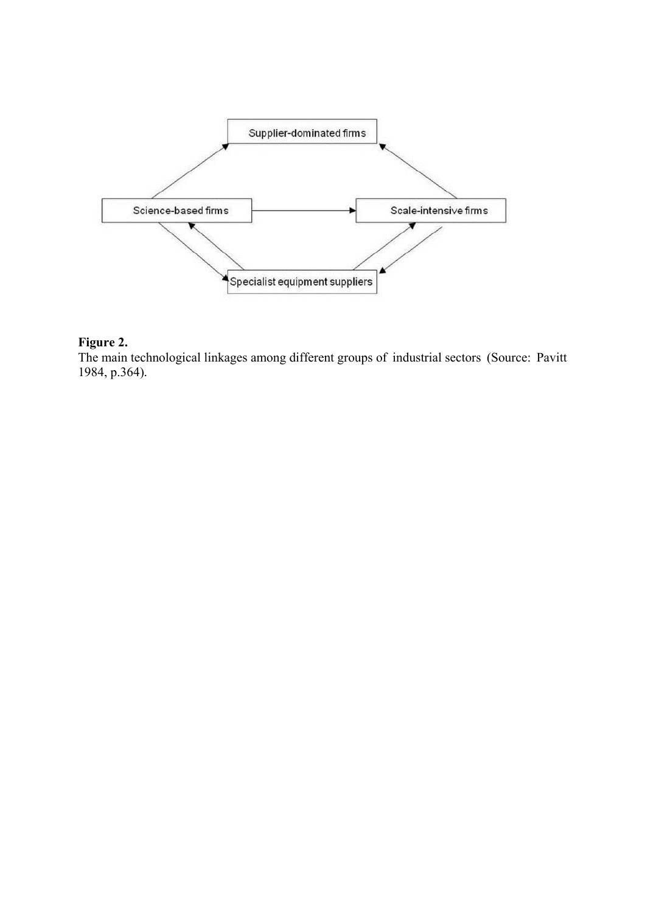Supplier-dominated firms

Science-based firms

Scale-intensive firms

Specialist equipment suppliers

**Figure 2.**
The main technological linkages among different groups of industrial sectors (Source: Pavitt 1984, p.364).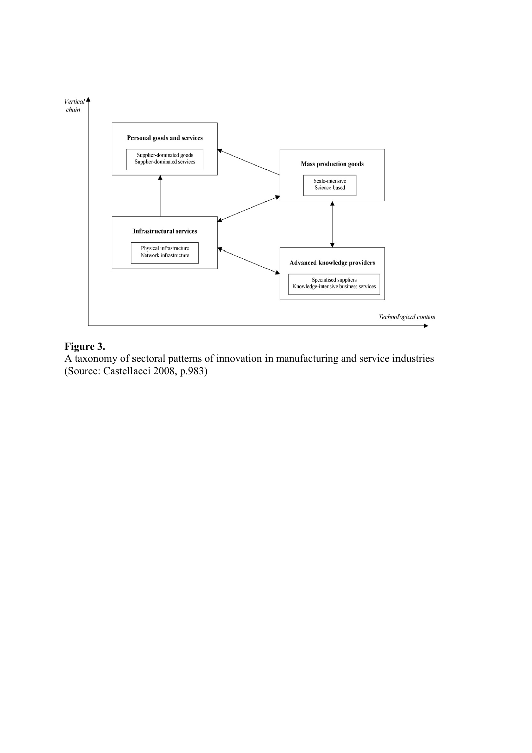**Figure 3.**
A taxonomy of sectoral patterns of innovation in manufacturing and service industries (Source: Castellacci 2008, p.983)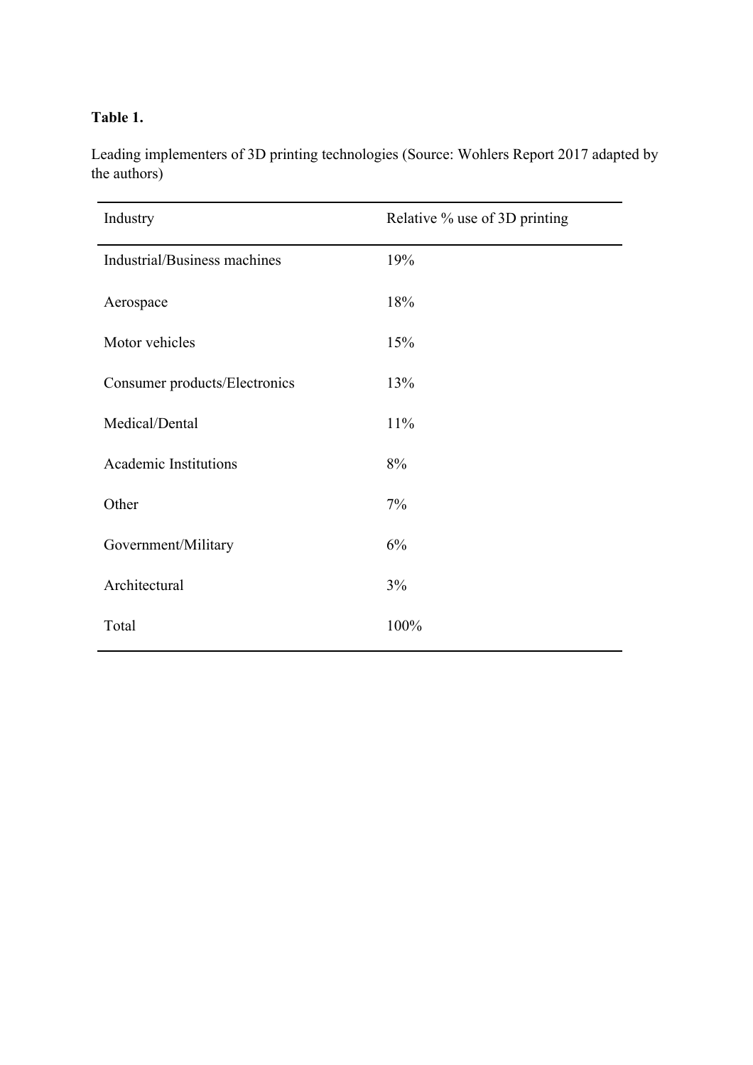**Table 1.**

Leading implementers of 3D printing technologies (Source: Wohlers Report 2017 adapted by the authors)

| Industry | Relative % use of 3D printing |
|---|---|
| Industrial/Business machines | 19% |
| Aerospace | 18% |
| Motor vehicles | 15% |
| Consumer products/Electronics | 13% |
| Medical/Dental | 11% |
| Academic Institutions | 8% |
| Other | 7% |
| Government/Military | 6% |
| Architectural | 3% |
| Total | 100% |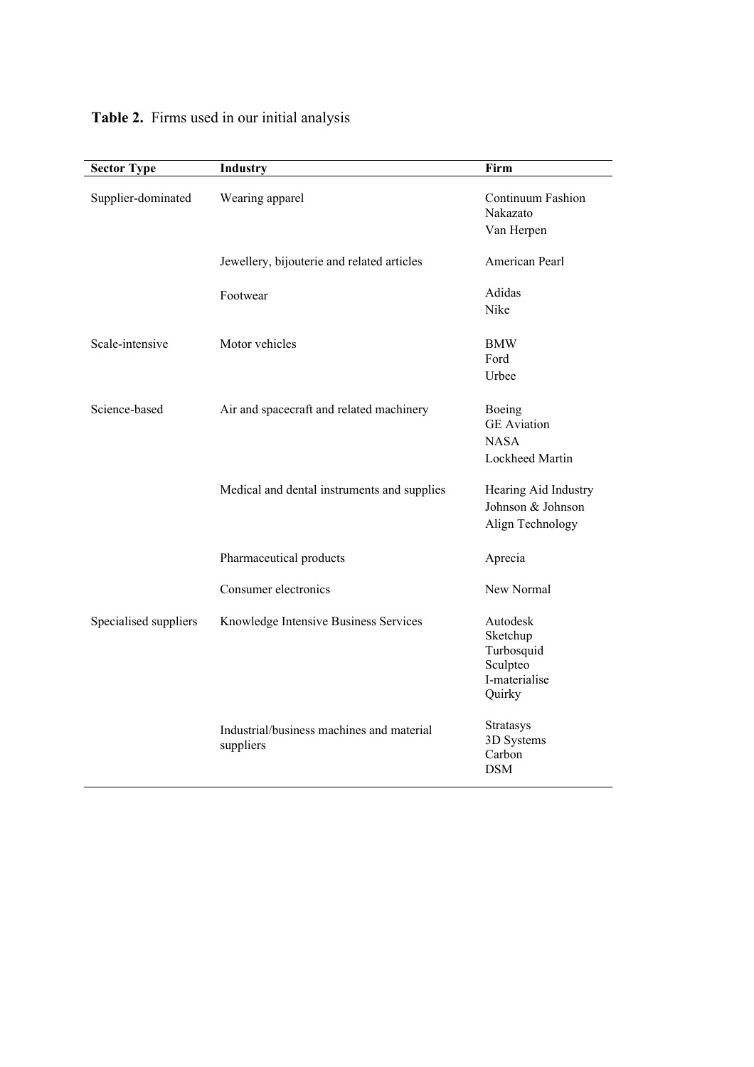**Table 2.** Firms used in our initial analysis

| Sector Type | Industry | Firm |
|---|---|---|
| Supplier-dominated | Wearing apparel | Continuum Fashion<br>Nakazato<br>Van Herpen |
| | Jewellery, bijouterie and related articles | American Pearl |
| | Footwear | Adidas<br>Nike |
| Scale-intensive | Motor vehicles | BMW<br>Ford<br>Urbee |
| Science-based | Air and spacecraft and related machinery | Boeing<br>GE Aviation<br>NASA<br>Lockheed Martin |
| | Medical and dental instruments and supplies | Hearing Aid Industry<br>Johnson & Johnson<br>Align Technology |
| | Pharmaceutical products | Aprecia |
| | Consumer electronics | New Normal |
| Specialised suppliers | Knowledge Intensive Business Services | Autodesk<br>Sketchup<br>Turbosquid<br>Sculpteo<br>I-materialise<br>Quirky |
| | Industrial/business machines and material suppliers | Stratasys<br>3D Systems<br>Carbon<br>DSM |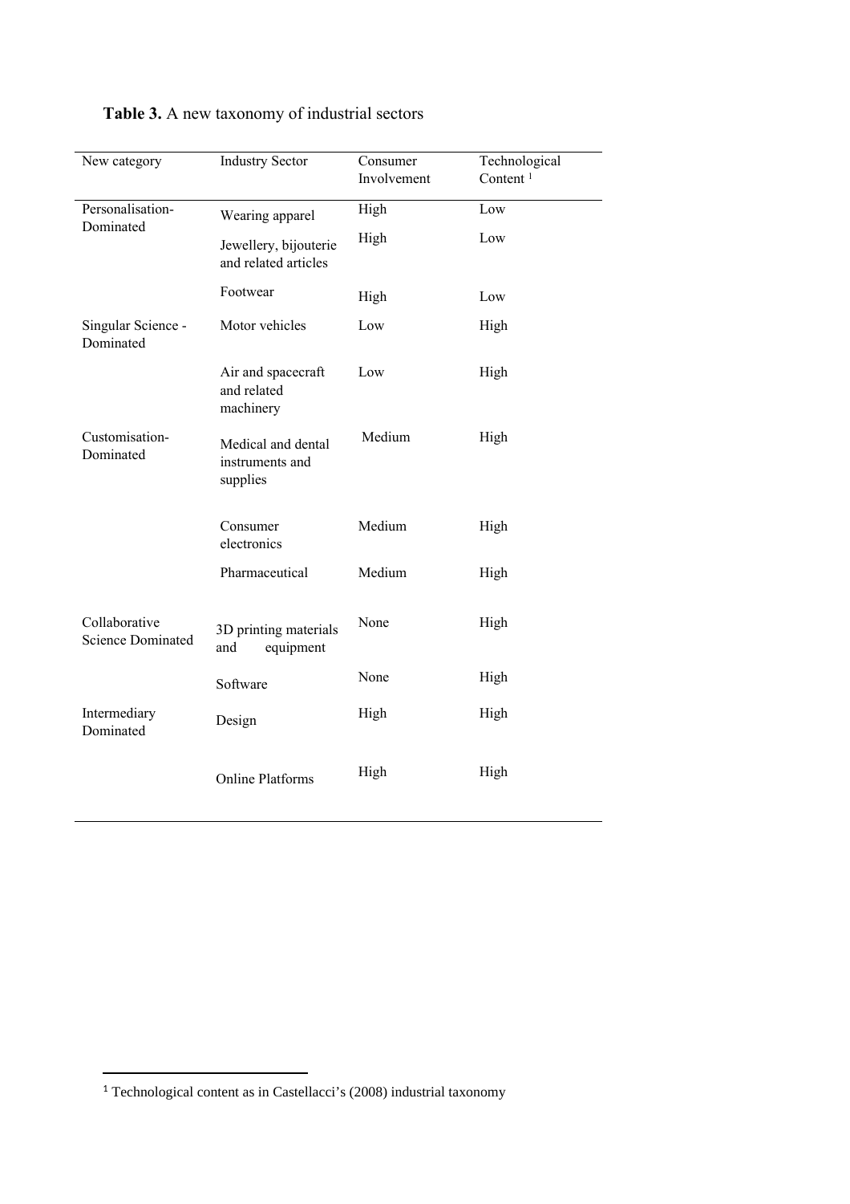**Table 3.** A new taxonomy of industrial sectors

| New category | Industry Sector | Consumer Involvement | Technological Content [1] |
|---|---|---|---|
| Personalisation-Dominated | Wearing apparel | High | Low |
| | Jewellery, bijouterie and related articles | High | Low |
| | Footwear | High | Low |
| Singular Science - Dominated | Motor vehicles | Low | High |
| | Air and spacecraft and related machinery | Low | High |
| Customisation-Dominated | Medical and dental instruments and supplies | Medium | High |
| | Consumer electronics | Medium | High |
| | Pharmaceutical | Medium | High |
| Collaborative Science Dominated | 3D printing materials and equipment | None | High |
| | Software | None | High |
| Intermediary Dominated | Design | High | High |
| | Online Platforms | High | High |

[1] Technological content as in Castellacci's (2008) industrial taxonomy